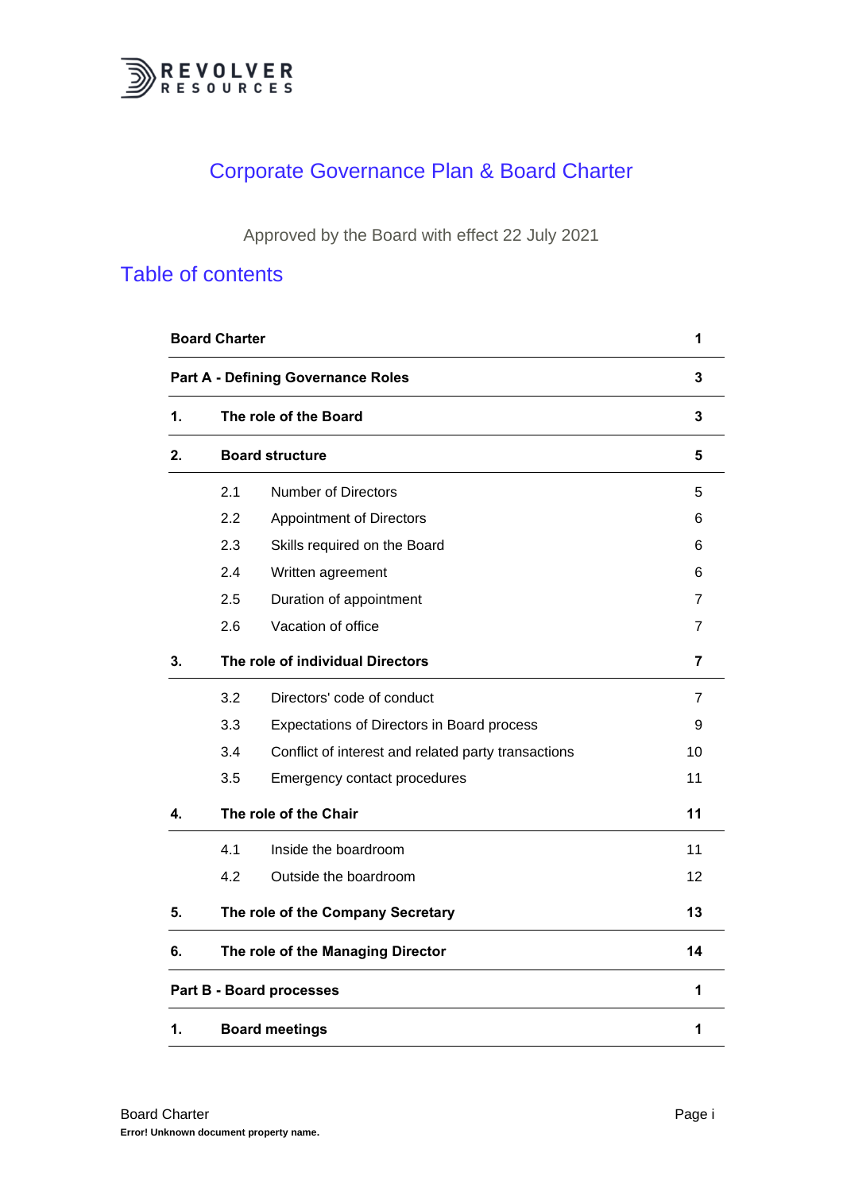REVOLVER RESOURCES

# Corporate Governance Plan & Board Charter

Approved by the Board with effect 22 July 2021

## Table of contents

| | | |
|---|---|---|
| **Board Charter** | | **1** |
| **Part A - Defining Governance Roles** | | **3** |
| **1.** | **The role of the Board** | **3** |
| **2.** | **Board structure** | **5** |
| | 2.1 Number of Directors | 5 |
| | 2.2 Appointment of Directors | 6 |
| | 2.3 Skills required on the Board | 6 |
| | 2.4 Written agreement | 6 |
| | 2.5 Duration of appointment | 7 |
| | 2.6 Vacation of office | 7 |
| **3.** | **The role of individual Directors** | **7** |
| | 3.2 Directors' code of conduct | 7 |
| | 3.3 Expectations of Directors in Board process | 9 |
| | 3.4 Conflict of interest and related party transactions | 10 |
| | 3.5 Emergency contact procedures | 11 |
| **4.** | **The role of the Chair** | **11** |
| | 4.1 Inside the boardroom | 11 |
| | 4.2 Outside the boardroom | 12 |
| **5.** | **The role of the Company Secretary** | **13** |
| **6.** | **The role of the Managing Director** | **14** |
| **Part B - Board processes** | | **1** |
| **1.** | **Board meetings** | **1** |

Error! Unknown document property name.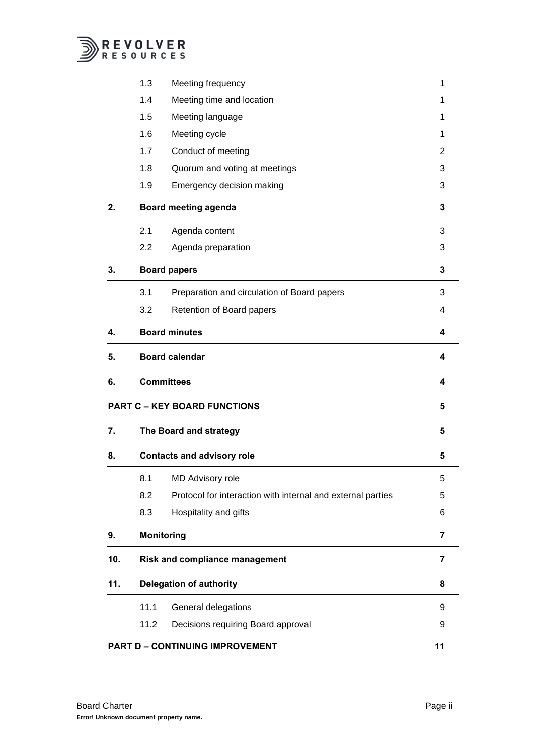| | | | |
|---|---|---|---|
| | 1.3 | Meeting frequency | 1 |
| | 1.4 | Meeting time and location | 1 |
| | 1.5 | Meeting language | 1 |
| | 1.6 | Meeting cycle | 1 |
| | 1.7 | Conduct of meeting | 2 |
| | 1.8 | Quorum and voting at meetings | 3 |
| | 1.9 | Emergency decision making | 3 |
| **2.** | **Board meeting agenda** | | **3** |
| | 2.1 | Agenda content | 3 |
| | 2.2 | Agenda preparation | 3 |
| **3.** | **Board papers** | | **3** |
| | 3.1 | Preparation and circulation of Board papers | 3 |
| | 3.2 | Retention of Board papers | 4 |
| **4.** | **Board minutes** | | **4** |
| **5.** | **Board calendar** | | **4** |
| **6.** | **Committees** | | **4** |
| **PART C – KEY BOARD FUNCTIONS** | | | **5** |
| **7.** | **The Board and strategy** | | **5** |
| **8.** | **Contacts and advisory role** | | **5** |
| | 8.1 | MD Advisory role | 5 |
| | 8.2 | Protocol for interaction with internal and external parties | 5 |
| | 8.3 | Hospitality and gifts | 6 |
| **9.** | **Monitoring** | | **7** |
| **10.** | **Risk and compliance management** | | **7** |
| **11.** | **Delegation of authority** | | **8** |
| | 11.1 | General delegations | 9 |
| | 11.2 | Decisions requiring Board approval | 9 |
| **PART D – CONTINUING IMPROVEMENT** | | | **11** |

**Error! Unknown document property name.**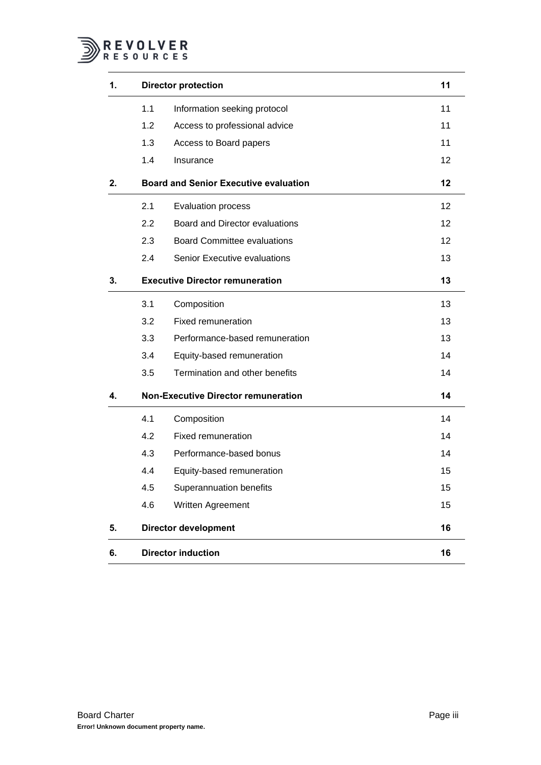| | | | |
|---|---|---|---|
| **1.** | **Director protection** | | **11** |
| | 1.1 | Information seeking protocol | 11 |
| | 1.2 | Access to professional advice | 11 |
| | 1.3 | Access to Board papers | 11 |
| | 1.4 | Insurance | 12 |
| **2.** | **Board and Senior Executive evaluation** | | **12** |
| | 2.1 | Evaluation process | 12 |
| | 2.2 | Board and Director evaluations | 12 |
| | 2.3 | Board Committee evaluations | 12 |
| | 2.4 | Senior Executive evaluations | 13 |
| **3.** | **Executive Director remuneration** | | **13** |
| | 3.1 | Composition | 13 |
| | 3.2 | Fixed remuneration | 13 |
| | 3.3 | Performance-based remuneration | 13 |
| | 3.4 | Equity-based remuneration | 14 |
| | 3.5 | Termination and other benefits | 14 |
| **4.** | **Non-Executive Director remuneration** | | **14** |
| | 4.1 | Composition | 14 |
| | 4.2 | Fixed remuneration | 14 |
| | 4.3 | Performance-based bonus | 14 |
| | 4.4 | Equity-based remuneration | 15 |
| | 4.5 | Superannuation benefits | 15 |
| | 4.6 | Written Agreement | 15 |
| **5.** | **Director development** | | **16** |
| **6.** | **Director induction** | | **16** |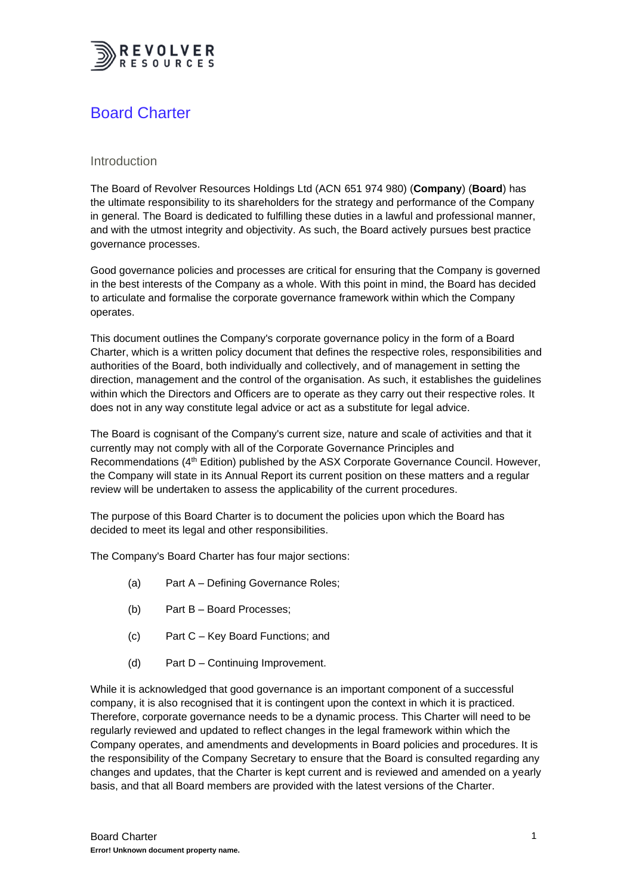# Board Charter

## Introduction

The Board of Revolver Resources Holdings Ltd (ACN 651 974 980) (**Company**) (**Board**) has the ultimate responsibility to its shareholders for the strategy and performance of the Company in general. The Board is dedicated to fulfilling these duties in a lawful and professional manner, and with the utmost integrity and objectivity. As such, the Board actively pursues best practice governance processes.

Good governance policies and processes are critical for ensuring that the Company is governed in the best interests of the Company as a whole. With this point in mind, the Board has decided to articulate and formalise the corporate governance framework within which the Company operates.

This document outlines the Company's corporate governance policy in the form of a Board Charter, which is a written policy document that defines the respective roles, responsibilities and authorities of the Board, both individually and collectively, and of management in setting the direction, management and the control of the organisation. As such, it establishes the guidelines within which the Directors and Officers are to operate as they carry out their respective roles. It does not in any way constitute legal advice or act as a substitute for legal advice.

The Board is cognisant of the Company's current size, nature and scale of activities and that it currently may not comply with all of the Corporate Governance Principles and Recommendations (4th Edition) published by the ASX Corporate Governance Council. However, the Company will state in its Annual Report its current position on these matters and a regular review will be undertaken to assess the applicability of the current procedures.

The purpose of this Board Charter is to document the policies upon which the Board has decided to meet its legal and other responsibilities.

The Company's Board Charter has four major sections:

(a) Part A – Defining Governance Roles;

(b) Part B – Board Processes;

(c) Part C – Key Board Functions; and

(d) Part D – Continuing Improvement.

While it is acknowledged that good governance is an important component of a successful company, it is also recognised that it is contingent upon the context in which it is practiced. Therefore, corporate governance needs to be a dynamic process. This Charter will need to be regularly reviewed and updated to reflect changes in the legal framework within which the Company operates, and amendments and developments in Board policies and procedures. It is the responsibility of the Company Secretary to ensure that the Board is consulted regarding any changes and updates, that the Charter is kept current and is reviewed and amended on a yearly basis, and that all Board members are provided with the latest versions of the Charter.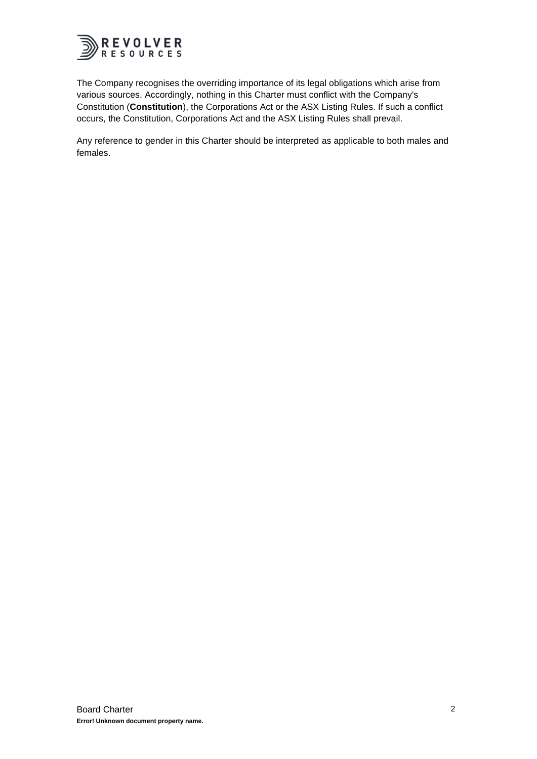The Company recognises the overriding importance of its legal obligations which arise from various sources. Accordingly, nothing in this Charter must conflict with the Company's Constitution (**Constitution**), the Corporations Act or the ASX Listing Rules. If such a conflict occurs, the Constitution, Corporations Act and the ASX Listing Rules shall prevail.

Any reference to gender in this Charter should be interpreted as applicable to both males and females.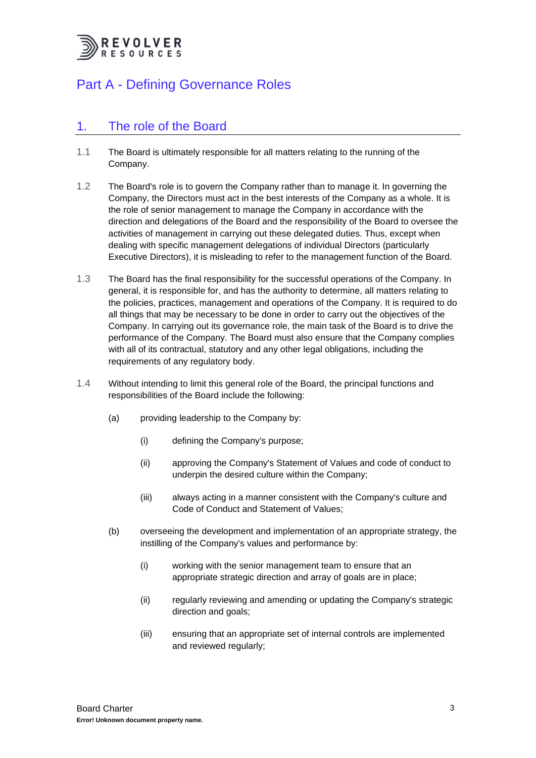# Part A - Defining Governance Roles

## 1. The role of the Board

1.1 The Board is ultimately responsible for all matters relating to the running of the Company.

1.2 The Board's role is to govern the Company rather than to manage it. In governing the Company, the Directors must act in the best interests of the Company as a whole. It is the role of senior management to manage the Company in accordance with the direction and delegations of the Board and the responsibility of the Board to oversee the activities of management in carrying out these delegated duties. Thus, except when dealing with specific management delegations of individual Directors (particularly Executive Directors), it is misleading to refer to the management function of the Board.

1.3 The Board has the final responsibility for the successful operations of the Company. In general, it is responsible for, and has the authority to determine, all matters relating to the policies, practices, management and operations of the Company. It is required to do all things that may be necessary to be done in order to carry out the objectives of the Company. In carrying out its governance role, the main task of the Board is to drive the performance of the Company. The Board must also ensure that the Company complies with all of its contractual, statutory and any other legal obligations, including the requirements of any regulatory body.

1.4 Without intending to limit this general role of the Board, the principal functions and responsibilities of the Board include the following:

(a) providing leadership to the Company by:

(i) defining the Company's purpose;

(ii) approving the Company's Statement of Values and code of conduct to underpin the desired culture within the Company;

(iii) always acting in a manner consistent with the Company's culture and Code of Conduct and Statement of Values;

(b) overseeing the development and implementation of an appropriate strategy, the instilling of the Company's values and performance by:

(i) working with the senior management team to ensure that an appropriate strategic direction and array of goals are in place;

(ii) regularly reviewing and amending or updating the Company's strategic direction and goals;

(iii) ensuring that an appropriate set of internal controls are implemented and reviewed regularly;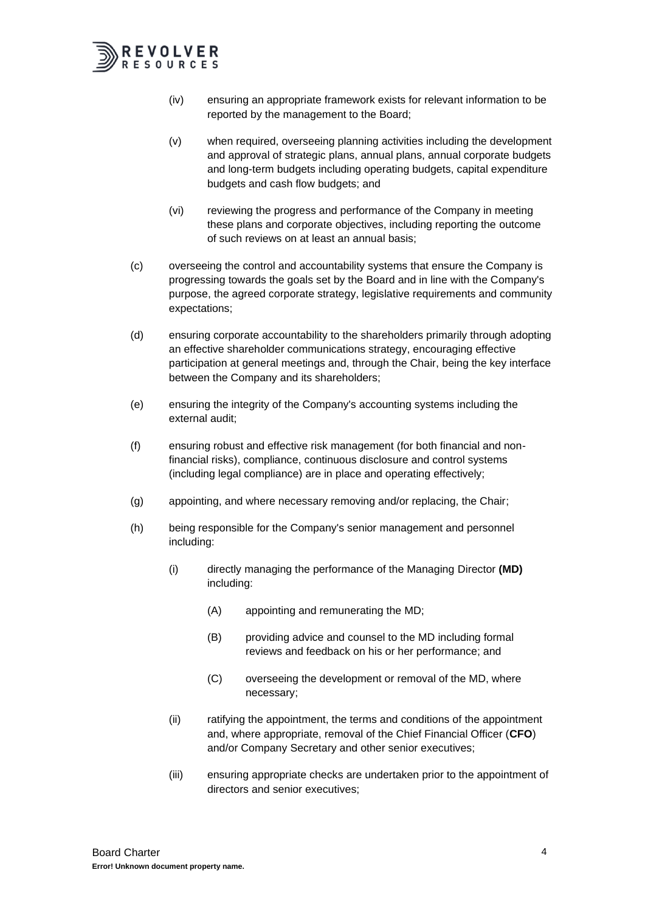(iv) ensuring an appropriate framework exists for relevant information to be reported by the management to the Board;

(v) when required, overseeing planning activities including the development and approval of strategic plans, annual plans, annual corporate budgets and long-term budgets including operating budgets, capital expenditure budgets and cash flow budgets; and

(vi) reviewing the progress and performance of the Company in meeting these plans and corporate objectives, including reporting the outcome of such reviews on at least an annual basis;

(c) overseeing the control and accountability systems that ensure the Company is progressing towards the goals set by the Board and in line with the Company's purpose, the agreed corporate strategy, legislative requirements and community expectations;

(d) ensuring corporate accountability to the shareholders primarily through adopting an effective shareholder communications strategy, encouraging effective participation at general meetings and, through the Chair, being the key interface between the Company and its shareholders;

(e) ensuring the integrity of the Company's accounting systems including the external audit;

(f) ensuring robust and effective risk management (for both financial and non-financial risks), compliance, continuous disclosure and control systems (including legal compliance) are in place and operating effectively;

(g) appointing, and where necessary removing and/or replacing, the Chair;

(h) being responsible for the Company's senior management and personnel including:

(i) directly managing the performance of the Managing Director **(MD)** including:

(A) appointing and remunerating the MD;

(B) providing advice and counsel to the MD including formal reviews and feedback on his or her performance; and

(C) overseeing the development or removal of the MD, where necessary;

(ii) ratifying the appointment, the terms and conditions of the appointment and, where appropriate, removal of the Chief Financial Officer (**CFO**) and/or Company Secretary and other senior executives;

(iii) ensuring appropriate checks are undertaken prior to the appointment of directors and senior executives;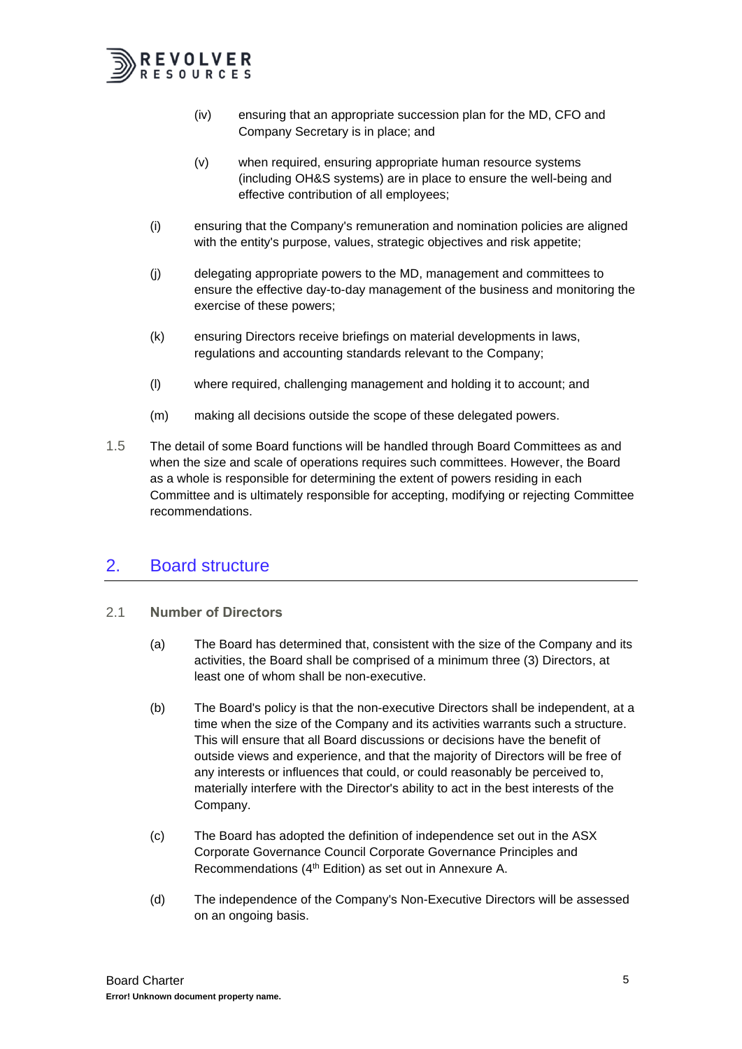(iv) ensuring that an appropriate succession plan for the MD, CFO and Company Secretary is in place; and

(v) when required, ensuring appropriate human resource systems (including OH&S systems) are in place to ensure the well-being and effective contribution of all employees;

(i) ensuring that the Company's remuneration and nomination policies are aligned with the entity's purpose, values, strategic objectives and risk appetite;

(j) delegating appropriate powers to the MD, management and committees to ensure the effective day-to-day management of the business and monitoring the exercise of these powers;

(k) ensuring Directors receive briefings on material developments in laws, regulations and accounting standards relevant to the Company;

(l) where required, challenging management and holding it to account; and

(m) making all decisions outside the scope of these delegated powers.

1.5 The detail of some Board functions will be handled through Board Committees as and when the size and scale of operations requires such committees. However, the Board as a whole is responsible for determining the extent of powers residing in each Committee and is ultimately responsible for accepting, modifying or rejecting Committee recommendations.

## 2. Board structure

### 2.1 Number of Directors

(a) The Board has determined that, consistent with the size of the Company and its activities, the Board shall be comprised of a minimum three (3) Directors, at least one of whom shall be non-executive.

(b) The Board's policy is that the non-executive Directors shall be independent, at a time when the size of the Company and its activities warrants such a structure. This will ensure that all Board discussions or decisions have the benefit of outside views and experience, and that the majority of Directors will be free of any interests or influences that could, or could reasonably be perceived to, materially interfere with the Director's ability to act in the best interests of the Company.

(c) The Board has adopted the definition of independence set out in the ASX Corporate Governance Council Corporate Governance Principles and Recommendations (4th Edition) as set out in Annexure A.

(d) The independence of the Company's Non-Executive Directors will be assessed on an ongoing basis.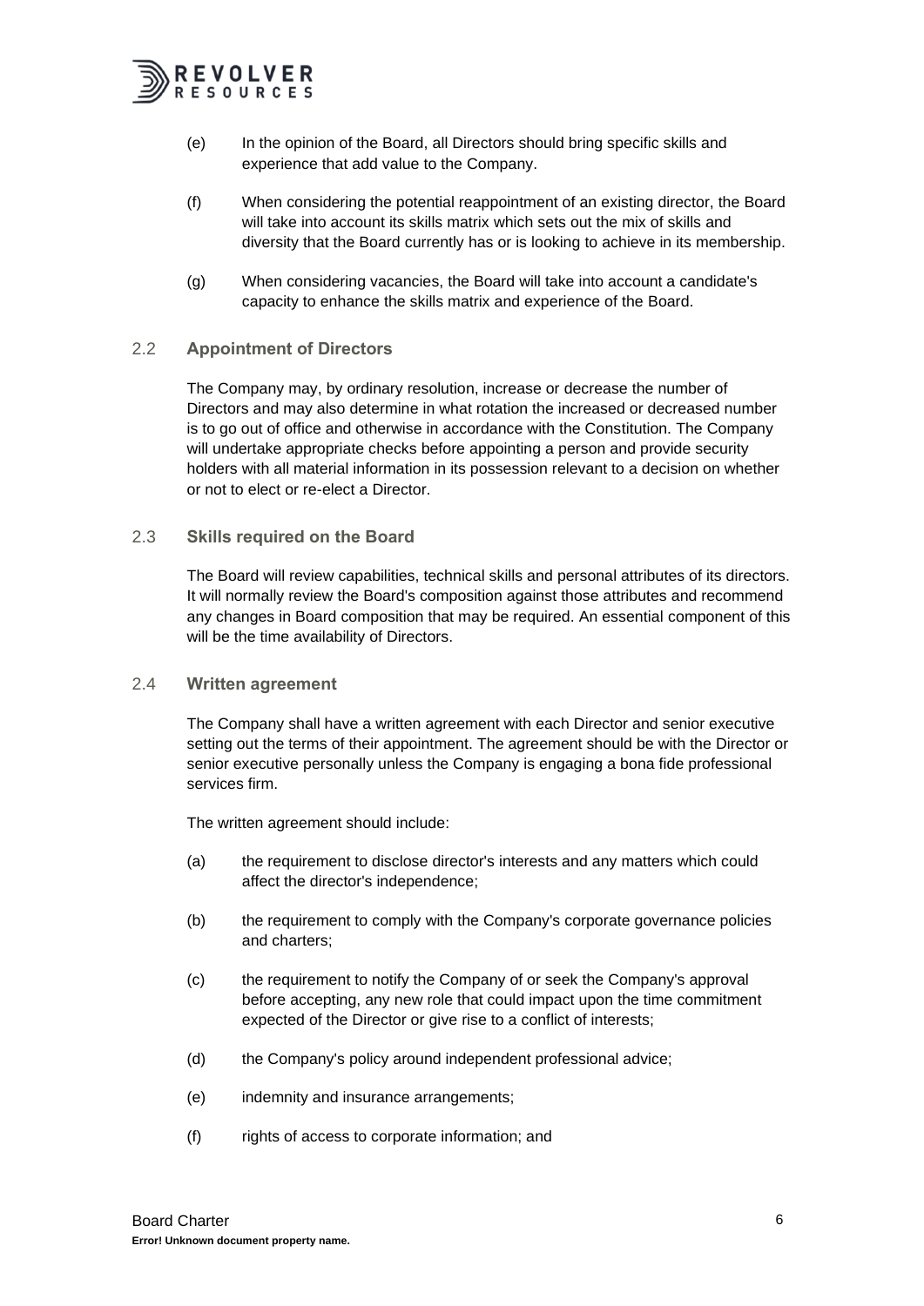(e) In the opinion of the Board, all Directors should bring specific skills and experience that add value to the Company.

(f) When considering the potential reappointment of an existing director, the Board will take into account its skills matrix which sets out the mix of skills and diversity that the Board currently has or is looking to achieve in its membership.

(g) When considering vacancies, the Board will take into account a candidate's capacity to enhance the skills matrix and experience of the Board.

### 2.2 Appointment of Directors

The Company may, by ordinary resolution, increase or decrease the number of Directors and may also determine in what rotation the increased or decreased number is to go out of office and otherwise in accordance with the Constitution. The Company will undertake appropriate checks before appointing a person and provide security holders with all material information in its possession relevant to a decision on whether or not to elect or re-elect a Director.

### 2.3 Skills required on the Board

The Board will review capabilities, technical skills and personal attributes of its directors. It will normally review the Board's composition against those attributes and recommend any changes in Board composition that may be required. An essential component of this will be the time availability of Directors.

### 2.4 Written agreement

The Company shall have a written agreement with each Director and senior executive setting out the terms of their appointment. The agreement should be with the Director or senior executive personally unless the Company is engaging a bona fide professional services firm.

The written agreement should include:

(a) the requirement to disclose director's interests and any matters which could affect the director's independence;

(b) the requirement to comply with the Company's corporate governance policies and charters;

(c) the requirement to notify the Company of or seek the Company's approval before accepting, any new role that could impact upon the time commitment expected of the Director or give rise to a conflict of interests;

(d) the Company's policy around independent professional advice;

(e) indemnity and insurance arrangements;

(f) rights of access to corporate information; and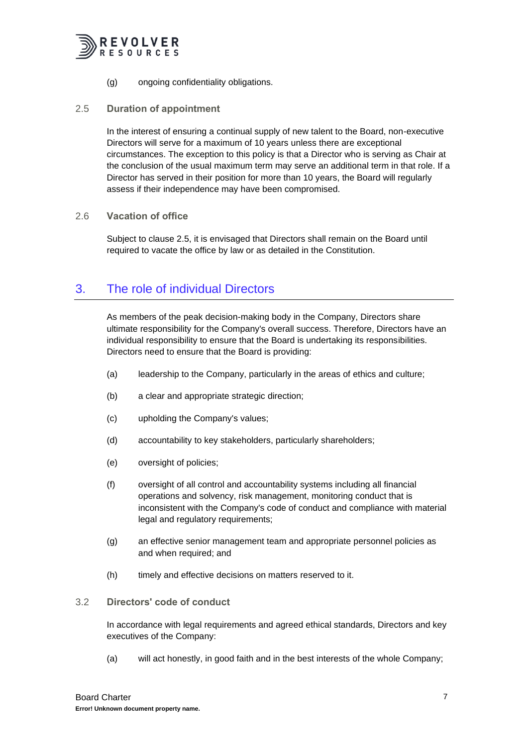(g) ongoing confidentiality obligations.

### 2.5 Duration of appointment

In the interest of ensuring a continual supply of new talent to the Board, non-executive Directors will serve for a maximum of 10 years unless there are exceptional circumstances. The exception to this policy is that a Director who is serving as Chair at the conclusion of the usual maximum term may serve an additional term in that role. If a Director has served in their position for more than 10 years, the Board will regularly assess if their independence may have been compromised.

### 2.6 Vacation of office

Subject to clause 2.5, it is envisaged that Directors shall remain on the Board until required to vacate the office by law or as detailed in the Constitution.

## 3. The role of individual Directors

As members of the peak decision-making body in the Company, Directors share ultimate responsibility for the Company's overall success. Therefore, Directors have an individual responsibility to ensure that the Board is undertaking its responsibilities. Directors need to ensure that the Board is providing:

(a) leadership to the Company, particularly in the areas of ethics and culture;

(b) a clear and appropriate strategic direction;

(c) upholding the Company's values;

(d) accountability to key stakeholders, particularly shareholders;

(e) oversight of policies;

(f) oversight of all control and accountability systems including all financial operations and solvency, risk management, monitoring conduct that is inconsistent with the Company's code of conduct and compliance with material legal and regulatory requirements;

(g) an effective senior management team and appropriate personnel policies as and when required; and

(h) timely and effective decisions on matters reserved to it.

### 3.2 Directors' code of conduct

In accordance with legal requirements and agreed ethical standards, Directors and key executives of the Company:

(a) will act honestly, in good faith and in the best interests of the whole Company;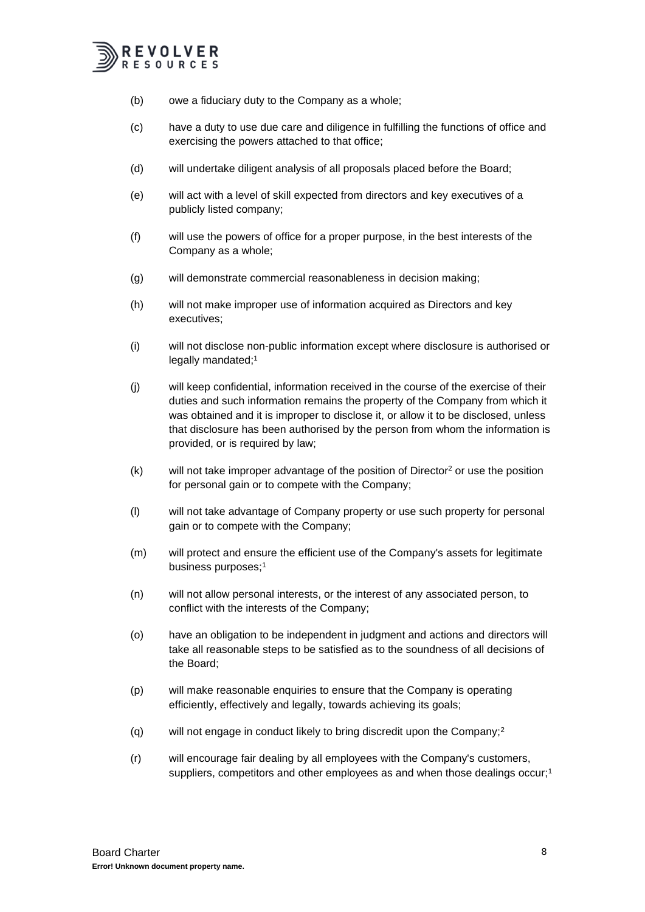(b) owe a fiduciary duty to the Company as a whole;

(c) have a duty to use due care and diligence in fulfilling the functions of office and exercising the powers attached to that office;

(d) will undertake diligent analysis of all proposals placed before the Board;

(e) will act with a level of skill expected from directors and key executives of a publicly listed company;

(f) will use the powers of office for a proper purpose, in the best interests of the Company as a whole;

(g) will demonstrate commercial reasonableness in decision making;

(h) will not make improper use of information acquired as Directors and key executives;

(i) will not disclose non-public information except where disclosure is authorised or legally mandated;[1]

(j) will keep confidential, information received in the course of the exercise of their duties and such information remains the property of the Company from which it was obtained and it is improper to disclose it, or allow it to be disclosed, unless that disclosure has been authorised by the person from whom the information is provided, or is required by law;

(k) will not take improper advantage of the position of Director[2] or use the position for personal gain or to compete with the Company;

(l) will not take advantage of Company property or use such property for personal gain or to compete with the Company;

(m) will protect and ensure the efficient use of the Company's assets for legitimate business purposes;[1]

(n) will not allow personal interests, or the interest of any associated person, to conflict with the interests of the Company;

(o) have an obligation to be independent in judgment and actions and directors will take all reasonable steps to be satisfied as to the soundness of all decisions of the Board;

(p) will make reasonable enquiries to ensure that the Company is operating efficiently, effectively and legally, towards achieving its goals;

(q) will not engage in conduct likely to bring discredit upon the Company;[2]

(r) will encourage fair dealing by all employees with the Company's customers, suppliers, competitors and other employees as and when those dealings occur;[1]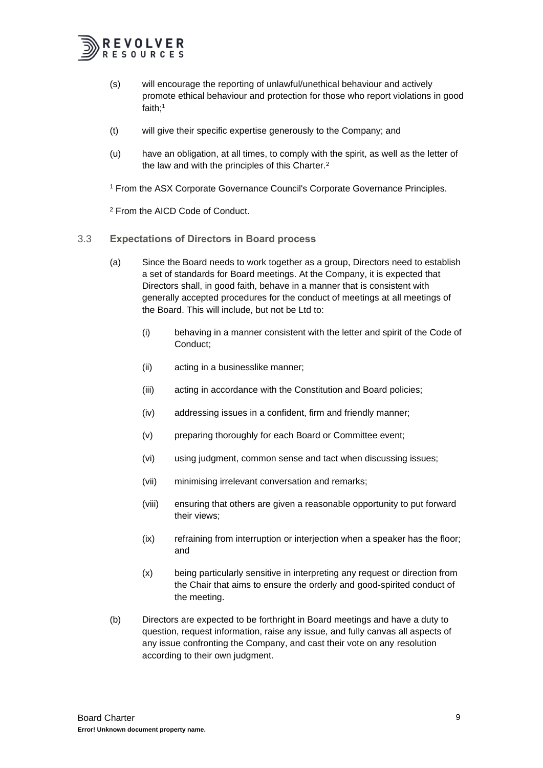(s) will encourage the reporting of unlawful/unethical behaviour and actively promote ethical behaviour and protection for those who report violations in good faith;[1]

(t) will give their specific expertise generously to the Company; and

(u) have an obligation, at all times, to comply with the spirit, as well as the letter of the law and with the principles of this Charter.[2]

[1] From the ASX Corporate Governance Council's Corporate Governance Principles.

[2] From the AICD Code of Conduct.

## 3.3 Expectations of Directors in Board process

(a) Since the Board needs to work together as a group, Directors need to establish a set of standards for Board meetings. At the Company, it is expected that Directors shall, in good faith, behave in a manner that is consistent with generally accepted procedures for the conduct of meetings at all meetings of the Board. This will include, but not be Ltd to:

(i) behaving in a manner consistent with the letter and spirit of the Code of Conduct;

(ii) acting in a businesslike manner;

(iii) acting in accordance with the Constitution and Board policies;

(iv) addressing issues in a confident, firm and friendly manner;

(v) preparing thoroughly for each Board or Committee event;

(vi) using judgment, common sense and tact when discussing issues;

(vii) minimising irrelevant conversation and remarks;

(viii) ensuring that others are given a reasonable opportunity to put forward their views;

(ix) refraining from interruption or interjection when a speaker has the floor; and

(x) being particularly sensitive in interpreting any request or direction from the Chair that aims to ensure the orderly and good-spirited conduct of the meeting.

(b) Directors are expected to be forthright in Board meetings and have a duty to question, request information, raise any issue, and fully canvas all aspects of any issue confronting the Company, and cast their vote on any resolution according to their own judgment.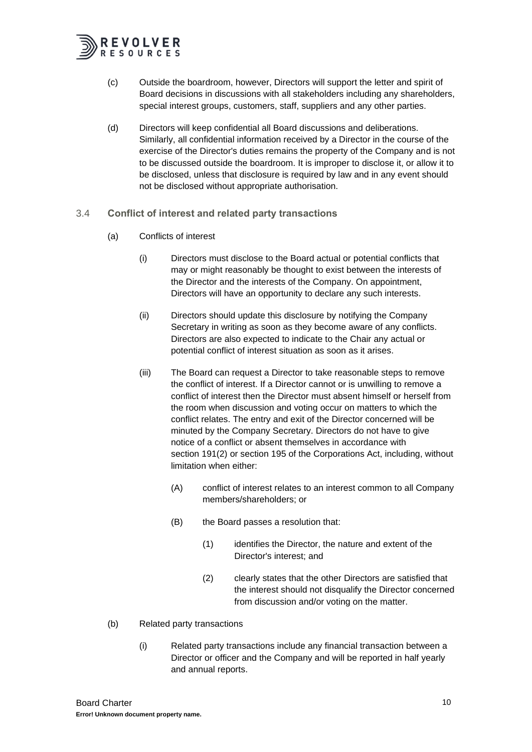(c) Outside the boardroom, however, Directors will support the letter and spirit of Board decisions in discussions with all stakeholders including any shareholders, special interest groups, customers, staff, suppliers and any other parties.

(d) Directors will keep confidential all Board discussions and deliberations. Similarly, all confidential information received by a Director in the course of the exercise of the Director's duties remains the property of the Company and is not to be discussed outside the boardroom. It is improper to disclose it, or allow it to be disclosed, unless that disclosure is required by law and in any event should not be disclosed without appropriate authorisation.

### 3.4 **Conflict of interest and related party transactions**

(a) Conflicts of interest

(i) Directors must disclose to the Board actual or potential conflicts that may or might reasonably be thought to exist between the interests of the Director and the interests of the Company. On appointment, Directors will have an opportunity to declare any such interests.

(ii) Directors should update this disclosure by notifying the Company Secretary in writing as soon as they become aware of any conflicts. Directors are also expected to indicate to the Chair any actual or potential conflict of interest situation as soon as it arises.

(iii) The Board can request a Director to take reasonable steps to remove the conflict of interest. If a Director cannot or is unwilling to remove a conflict of interest then the Director must absent himself or herself from the room when discussion and voting occur on matters to which the conflict relates. The entry and exit of the Director concerned will be minuted by the Company Secretary. Directors do not have to give notice of a conflict or absent themselves in accordance with section 191(2) or section 195 of the Corporations Act, including, without limitation when either:

(A) conflict of interest relates to an interest common to all Company members/shareholders; or

(B) the Board passes a resolution that:

(1) identifies the Director, the nature and extent of the Director's interest; and

(2) clearly states that the other Directors are satisfied that the interest should not disqualify the Director concerned from discussion and/or voting on the matter.

(b) Related party transactions

(i) Related party transactions include any financial transaction between a Director or officer and the Company and will be reported in half yearly and annual reports.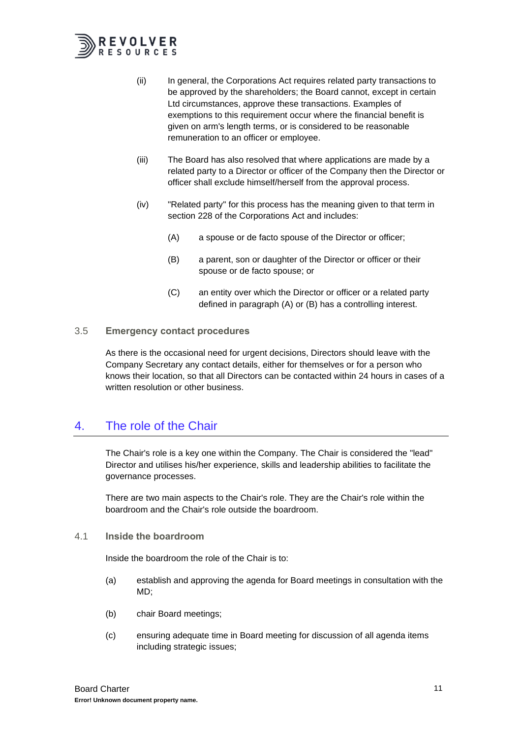(ii) In general, the Corporations Act requires related party transactions to be approved by the shareholders; the Board cannot, except in certain Ltd circumstances, approve these transactions. Examples of exemptions to this requirement occur where the financial benefit is given on arm's length terms, or is considered to be reasonable remuneration to an officer or employee.

(iii) The Board has also resolved that where applications are made by a related party to a Director or officer of the Company then the Director or officer shall exclude himself/herself from the approval process.

(iv) "Related party" for this process has the meaning given to that term in section 228 of the Corporations Act and includes:

(A) a spouse or de facto spouse of the Director or officer;

(B) a parent, son or daughter of the Director or officer or their spouse or de facto spouse; or

(C) an entity over which the Director or officer or a related party defined in paragraph (A) or (B) has a controlling interest.

### 3.5 Emergency contact procedures

As there is the occasional need for urgent decisions, Directors should leave with the Company Secretary any contact details, either for themselves or for a person who knows their location, so that all Directors can be contacted within 24 hours in cases of a written resolution or other business.

## 4. The role of the Chair

The Chair's role is a key one within the Company. The Chair is considered the "lead" Director and utilises his/her experience, skills and leadership abilities to facilitate the governance processes.

There are two main aspects to the Chair's role. They are the Chair's role within the boardroom and the Chair's role outside the boardroom.

### 4.1 Inside the boardroom

Inside the boardroom the role of the Chair is to:

(a) establish and approving the agenda for Board meetings in consultation with the MD;

(b) chair Board meetings;

(c) ensuring adequate time in Board meeting for discussion of all agenda items including strategic issues;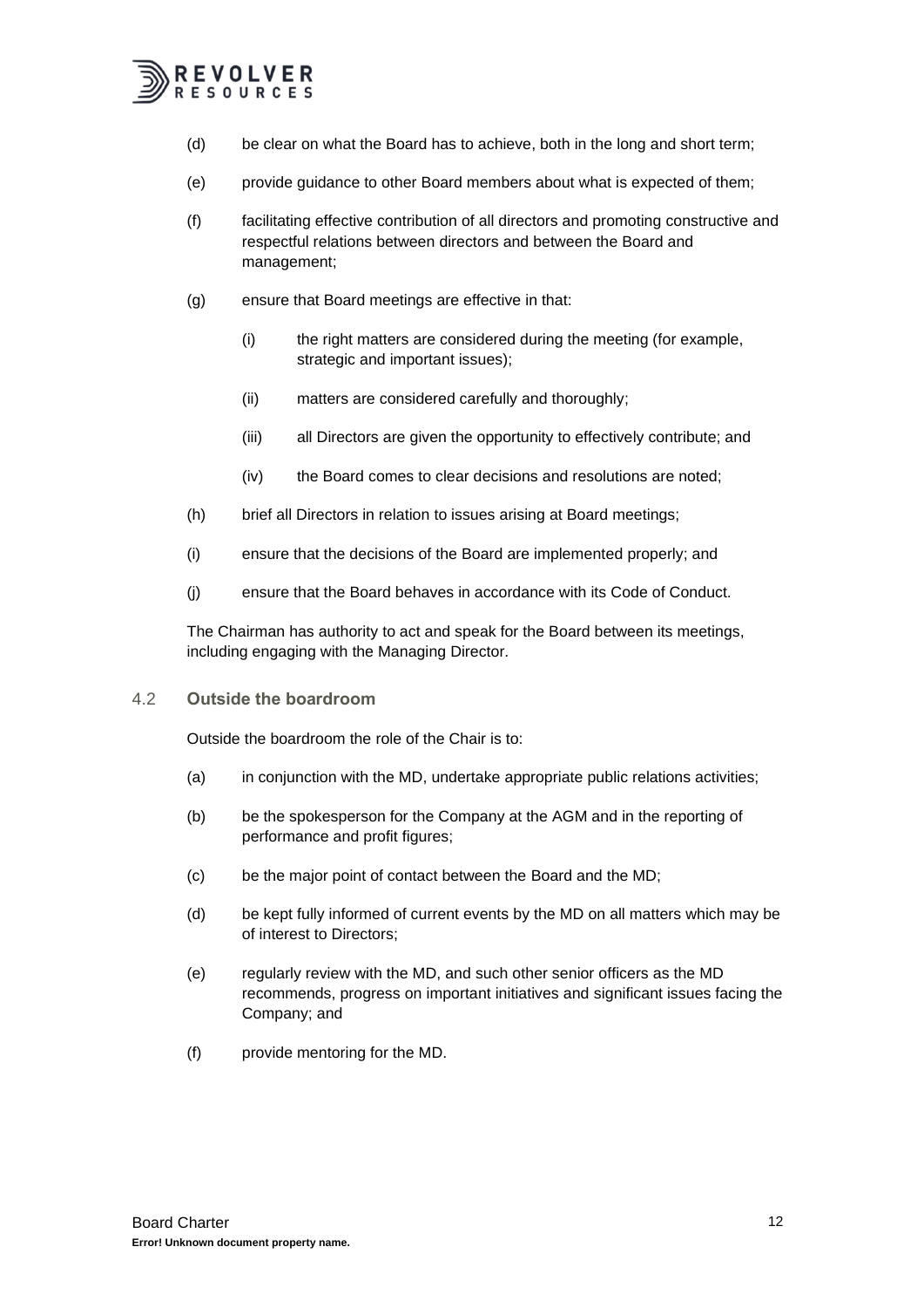(d) be clear on what the Board has to achieve, both in the long and short term;

(e) provide guidance to other Board members about what is expected of them;

(f) facilitating effective contribution of all directors and promoting constructive and respectful relations between directors and between the Board and management;

(g) ensure that Board meetings are effective in that:

  (i) the right matters are considered during the meeting (for example, strategic and important issues);

  (ii) matters are considered carefully and thoroughly;

  (iii) all Directors are given the opportunity to effectively contribute; and

  (iv) the Board comes to clear decisions and resolutions are noted;

(h) brief all Directors in relation to issues arising at Board meetings;

(i) ensure that the decisions of the Board are implemented properly; and

(j) ensure that the Board behaves in accordance with its Code of Conduct.

The Chairman has authority to act and speak for the Board between its meetings, including engaging with the Managing Director.

## 4.2 Outside the boardroom

Outside the boardroom the role of the Chair is to:

(a) in conjunction with the MD, undertake appropriate public relations activities;

(b) be the spokesperson for the Company at the AGM and in the reporting of performance and profit figures;

(c) be the major point of contact between the Board and the MD;

(d) be kept fully informed of current events by the MD on all matters which may be of interest to Directors;

(e) regularly review with the MD, and such other senior officers as the MD recommends, progress on important initiatives and significant issues facing the Company; and

(f) provide mentoring for the MD.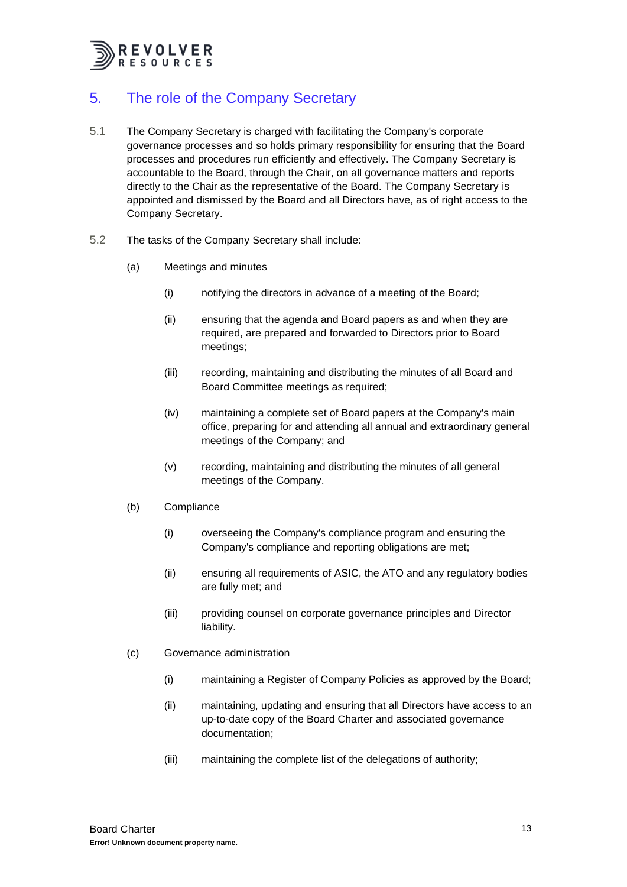## 5. The role of the Company Secretary

5.1 The Company Secretary is charged with facilitating the Company's corporate governance processes and so holds primary responsibility for ensuring that the Board processes and procedures run efficiently and effectively. The Company Secretary is accountable to the Board, through the Chair, on all governance matters and reports directly to the Chair as the representative of the Board. The Company Secretary is appointed and dismissed by the Board and all Directors have, as of right access to the Company Secretary.

5.2 The tasks of the Company Secretary shall include:

(a) Meetings and minutes

(i) notifying the directors in advance of a meeting of the Board;

(ii) ensuring that the agenda and Board papers as and when they are required, are prepared and forwarded to Directors prior to Board meetings;

(iii) recording, maintaining and distributing the minutes of all Board and Board Committee meetings as required;

(iv) maintaining a complete set of Board papers at the Company's main office, preparing for and attending all annual and extraordinary general meetings of the Company; and

(v) recording, maintaining and distributing the minutes of all general meetings of the Company.

(b) Compliance

(i) overseeing the Company's compliance program and ensuring the Company's compliance and reporting obligations are met;

(ii) ensuring all requirements of ASIC, the ATO and any regulatory bodies are fully met; and

(iii) providing counsel on corporate governance principles and Director liability.

(c) Governance administration

(i) maintaining a Register of Company Policies as approved by the Board;

(ii) maintaining, updating and ensuring that all Directors have access to an up-to-date copy of the Board Charter and associated governance documentation;

(iii) maintaining the complete list of the delegations of authority;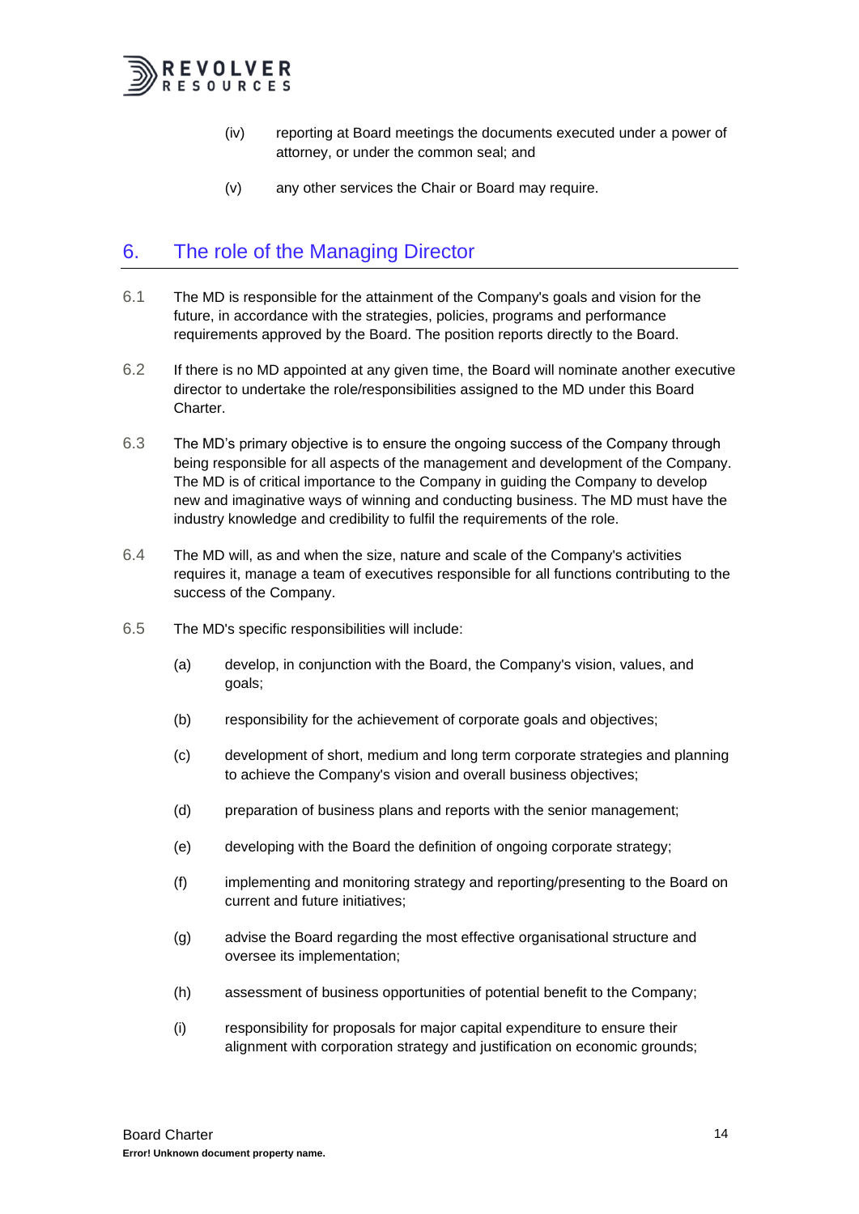(iv) reporting at Board meetings the documents executed under a power of attorney, or under the common seal; and

(v) any other services the Chair or Board may require.

## 6. The role of the Managing Director

6.1 The MD is responsible for the attainment of the Company's goals and vision for the future, in accordance with the strategies, policies, programs and performance requirements approved by the Board. The position reports directly to the Board.

6.2 If there is no MD appointed at any given time, the Board will nominate another executive director to undertake the role/responsibilities assigned to the MD under this Board Charter.

6.3 The MD's primary objective is to ensure the ongoing success of the Company through being responsible for all aspects of the management and development of the Company. The MD is of critical importance to the Company in guiding the Company to develop new and imaginative ways of winning and conducting business. The MD must have the industry knowledge and credibility to fulfil the requirements of the role.

6.4 The MD will, as and when the size, nature and scale of the Company's activities requires it, manage a team of executives responsible for all functions contributing to the success of the Company.

6.5 The MD's specific responsibilities will include:

(a) develop, in conjunction with the Board, the Company's vision, values, and goals;

(b) responsibility for the achievement of corporate goals and objectives;

(c) development of short, medium and long term corporate strategies and planning to achieve the Company's vision and overall business objectives;

(d) preparation of business plans and reports with the senior management;

(e) developing with the Board the definition of ongoing corporate strategy;

(f) implementing and monitoring strategy and reporting/presenting to the Board on current and future initiatives;

(g) advise the Board regarding the most effective organisational structure and oversee its implementation;

(h) assessment of business opportunities of potential benefit to the Company;

(i) responsibility for proposals for major capital expenditure to ensure their alignment with corporation strategy and justification on economic grounds;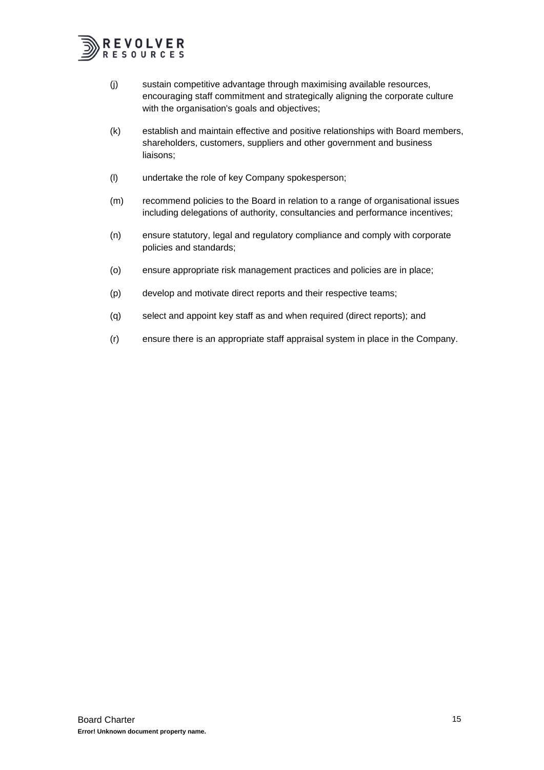(j) sustain competitive advantage through maximising available resources, encouraging staff commitment and strategically aligning the corporate culture with the organisation's goals and objectives;

(k) establish and maintain effective and positive relationships with Board members, shareholders, customers, suppliers and other government and business liaisons;

(l) undertake the role of key Company spokesperson;

(m) recommend policies to the Board in relation to a range of organisational issues including delegations of authority, consultancies and performance incentives;

(n) ensure statutory, legal and regulatory compliance and comply with corporate policies and standards;

(o) ensure appropriate risk management practices and policies are in place;

(p) develop and motivate direct reports and their respective teams;

(q) select and appoint key staff as and when required (direct reports); and

(r) ensure there is an appropriate staff appraisal system in place in the Company.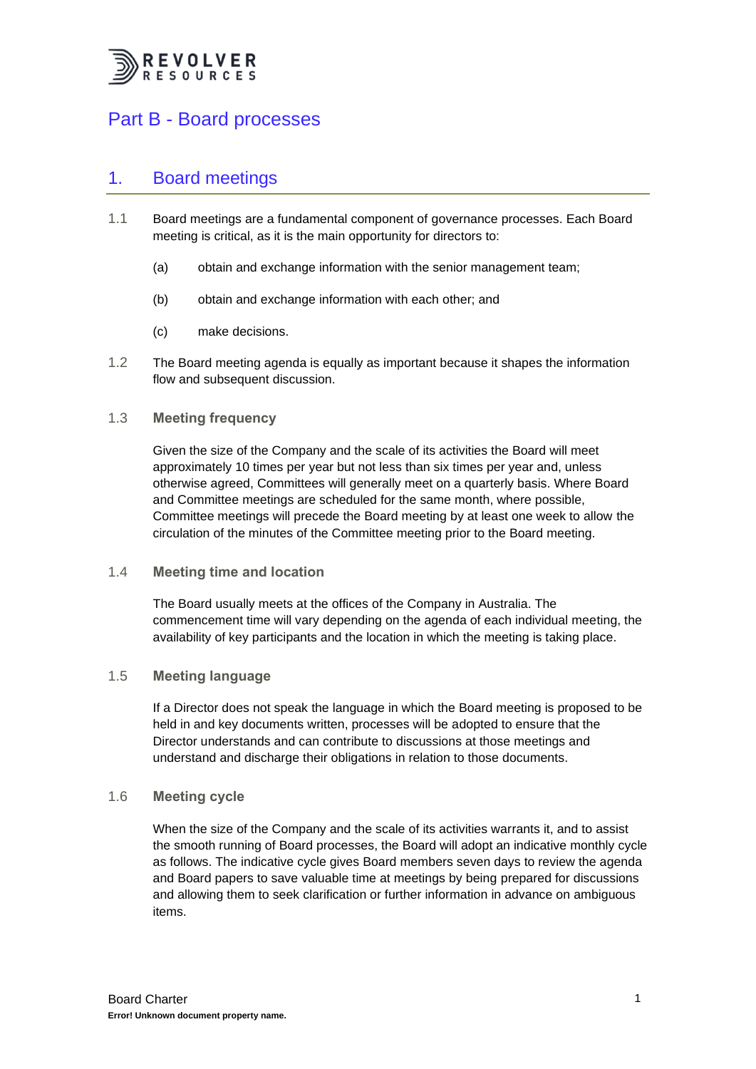# Part B - Board processes

## 1. Board meetings

1.1 Board meetings are a fundamental component of governance processes. Each Board meeting is critical, as it is the main opportunity for directors to:

(a) obtain and exchange information with the senior management team;

(b) obtain and exchange information with each other; and

(c) make decisions.

1.2 The Board meeting agenda is equally as important because it shapes the information flow and subsequent discussion.

### 1.3 Meeting frequency

Given the size of the Company and the scale of its activities the Board will meet approximately 10 times per year but not less than six times per year and, unless otherwise agreed, Committees will generally meet on a quarterly basis. Where Board and Committee meetings are scheduled for the same month, where possible, Committee meetings will precede the Board meeting by at least one week to allow the circulation of the minutes of the Committee meeting prior to the Board meeting.

### 1.4 Meeting time and location

The Board usually meets at the offices of the Company in Australia. The commencement time will vary depending on the agenda of each individual meeting, the availability of key participants and the location in which the meeting is taking place.

### 1.5 Meeting language

If a Director does not speak the language in which the Board meeting is proposed to be held in and key documents written, processes will be adopted to ensure that the Director understands and can contribute to discussions at those meetings and understand and discharge their obligations in relation to those documents.

### 1.6 Meeting cycle

When the size of the Company and the scale of its activities warrants it, and to assist the smooth running of Board processes, the Board will adopt an indicative monthly cycle as follows. The indicative cycle gives Board members seven days to review the agenda and Board papers to save valuable time at meetings by being prepared for discussions and allowing them to seek clarification or further information in advance on ambiguous items.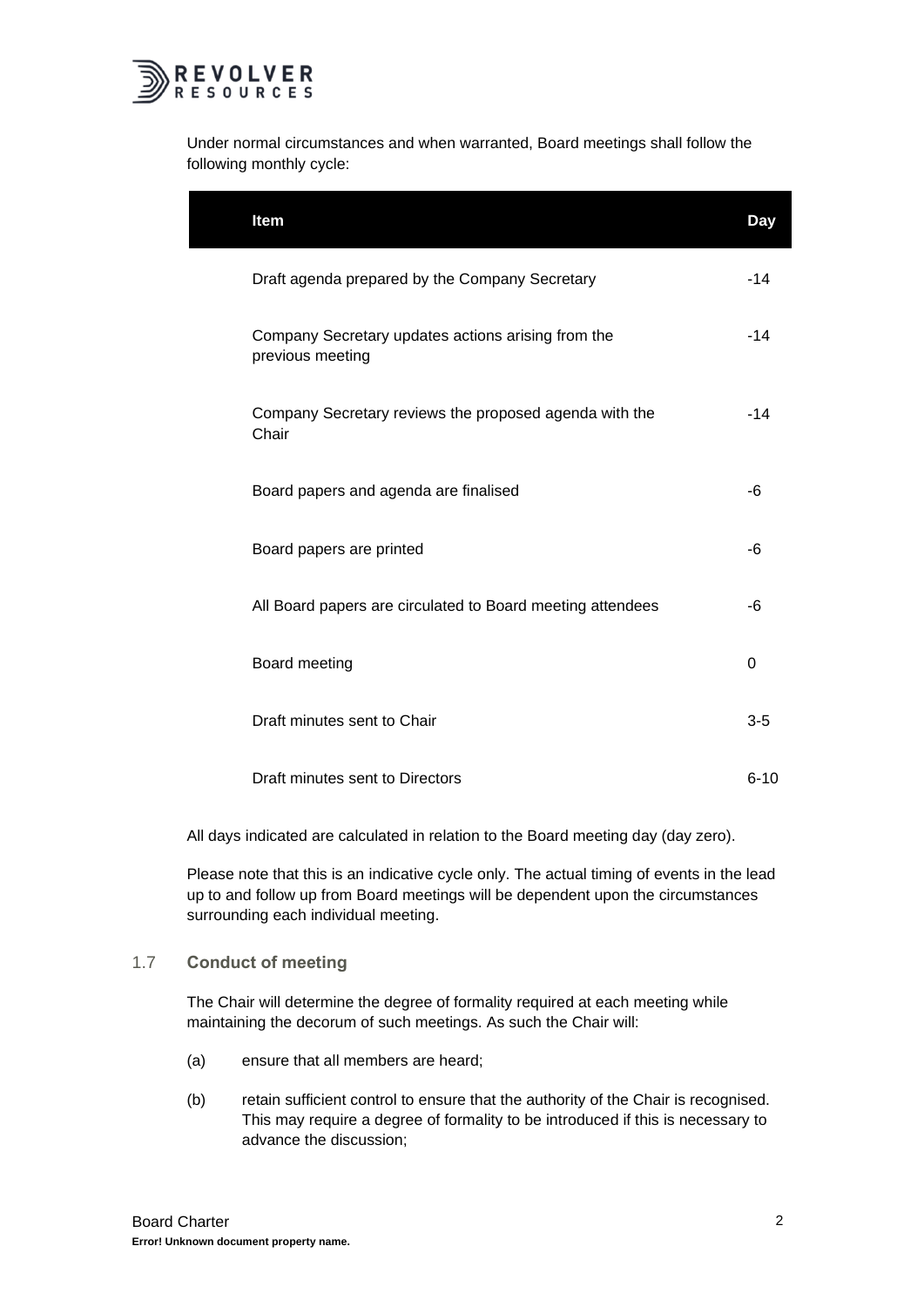Under normal circumstances and when warranted, Board meetings shall follow the following monthly cycle:

| Item | Day |
| --- | --- |
| Draft agenda prepared by the Company Secretary | -14 |
| Company Secretary updates actions arising from the previous meeting | -14 |
| Company Secretary reviews the proposed agenda with the Chair | -14 |
| Board papers and agenda are finalised | -6 |
| Board papers are printed | -6 |
| All Board papers are circulated to Board meeting attendees | -6 |
| Board meeting | 0 |
| Draft minutes sent to Chair | 3-5 |
| Draft minutes sent to Directors | 6-10 |

All days indicated are calculated in relation to the Board meeting day (day zero).

Please note that this is an indicative cycle only. The actual timing of events in the lead up to and follow up from Board meetings will be dependent upon the circumstances surrounding each individual meeting.

### 1.7 Conduct of meeting

The Chair will determine the degree of formality required at each meeting while maintaining the decorum of such meetings. As such the Chair will:

(a) ensure that all members are heard;

(b) retain sufficient control to ensure that the authority of the Chair is recognised. This may require a degree of formality to be introduced if this is necessary to advance the discussion;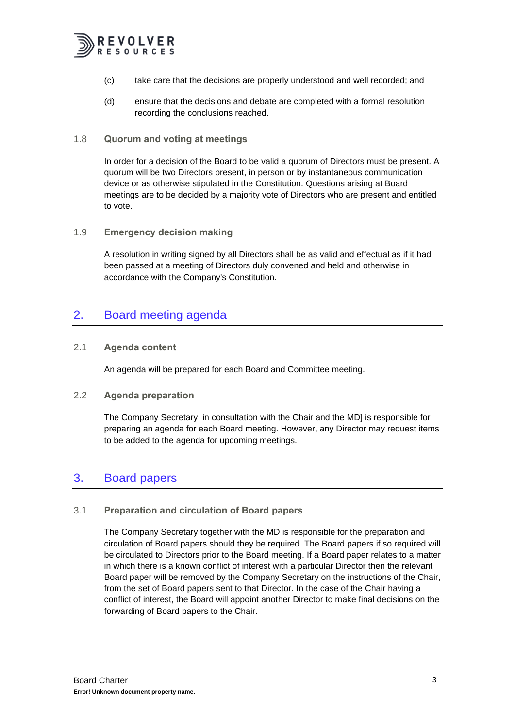(c) take care that the decisions are properly understood and well recorded; and

(d) ensure that the decisions and debate are completed with a formal resolution recording the conclusions reached.

### 1.8 Quorum and voting at meetings

In order for a decision of the Board to be valid a quorum of Directors must be present. A quorum will be two Directors present, in person or by instantaneous communication device or as otherwise stipulated in the Constitution. Questions arising at Board meetings are to be decided by a majority vote of Directors who are present and entitled to vote.

### 1.9 Emergency decision making

A resolution in writing signed by all Directors shall be as valid and effectual as if it had been passed at a meeting of Directors duly convened and held and otherwise in accordance with the Company's Constitution.

## 2. Board meeting agenda

### 2.1 Agenda content

An agenda will be prepared for each Board and Committee meeting.

### 2.2 Agenda preparation

The Company Secretary, in consultation with the Chair and the MD] is responsible for preparing an agenda for each Board meeting. However, any Director may request items to be added to the agenda for upcoming meetings.

## 3. Board papers

### 3.1 Preparation and circulation of Board papers

The Company Secretary together with the MD is responsible for the preparation and circulation of Board papers should they be required. The Board papers if so required will be circulated to Directors prior to the Board meeting. If a Board paper relates to a matter in which there is a known conflict of interest with a particular Director then the relevant Board paper will be removed by the Company Secretary on the instructions of the Chair, from the set of Board papers sent to that Director. In the case of the Chair having a conflict of interest, the Board will appoint another Director to make final decisions on the forwarding of Board papers to the Chair.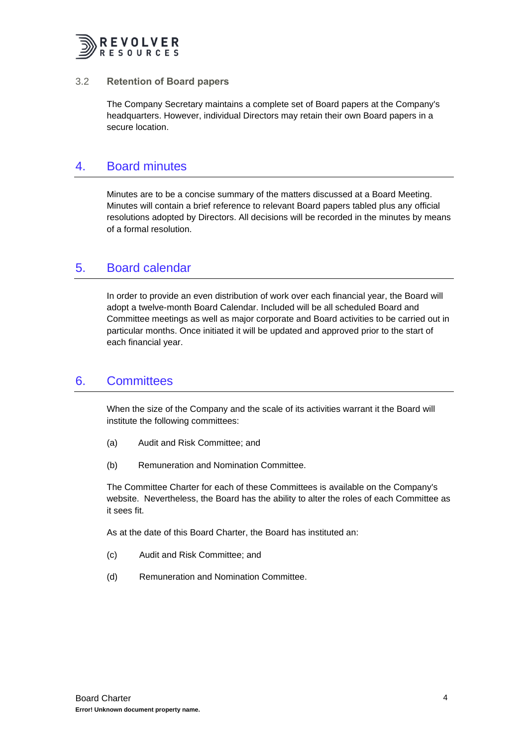### 3.2 Retention of Board papers

The Company Secretary maintains a complete set of Board papers at the Company's headquarters. However, individual Directors may retain their own Board papers in a secure location.

## 4. Board minutes

Minutes are to be a concise summary of the matters discussed at a Board Meeting. Minutes will contain a brief reference to relevant Board papers tabled plus any official resolutions adopted by Directors. All decisions will be recorded in the minutes by means of a formal resolution.

## 5. Board calendar

In order to provide an even distribution of work over each financial year, the Board will adopt a twelve-month Board Calendar. Included will be all scheduled Board and Committee meetings as well as major corporate and Board activities to be carried out in particular months. Once initiated it will be updated and approved prior to the start of each financial year.

## 6. Committees

When the size of the Company and the scale of its activities warrant it the Board will institute the following committees:

(a) Audit and Risk Committee; and

(b) Remuneration and Nomination Committee.

The Committee Charter for each of these Committees is available on the Company's website. Nevertheless, the Board has the ability to alter the roles of each Committee as it sees fit.

As at the date of this Board Charter, the Board has instituted an:

(c) Audit and Risk Committee; and

(d) Remuneration and Nomination Committee.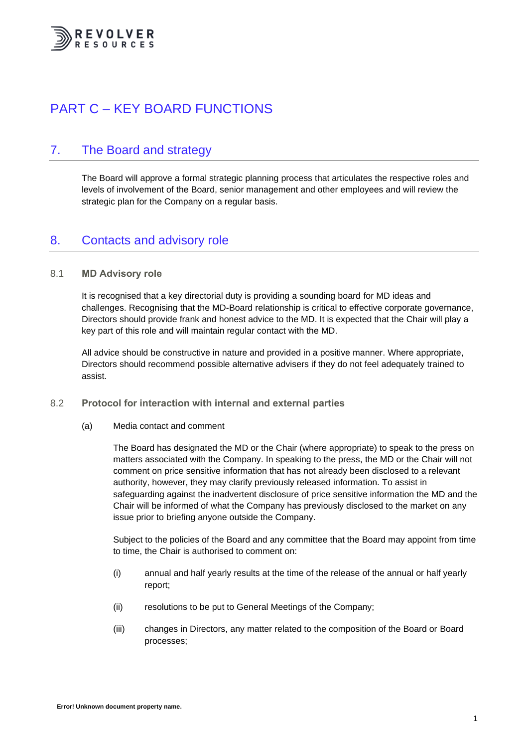# PART C – KEY BOARD FUNCTIONS

## 7. The Board and strategy

The Board will approve a formal strategic planning process that articulates the respective roles and levels of involvement of the Board, senior management and other employees and will review the strategic plan for the Company on a regular basis.

## 8. Contacts and advisory role

### 8.1 MD Advisory role

It is recognised that a key directorial duty is providing a sounding board for MD ideas and challenges. Recognising that the MD-Board relationship is critical to effective corporate governance, Directors should provide frank and honest advice to the MD. It is expected that the Chair will play a key part of this role and will maintain regular contact with the MD.

All advice should be constructive in nature and provided in a positive manner. Where appropriate, Directors should recommend possible alternative advisers if they do not feel adequately trained to assist.

### 8.2 Protocol for interaction with internal and external parties

(a) Media contact and comment

The Board has designated the MD or the Chair (where appropriate) to speak to the press on matters associated with the Company. In speaking to the press, the MD or the Chair will not comment on price sensitive information that has not already been disclosed to a relevant authority, however, they may clarify previously released information. To assist in safeguarding against the inadvertent disclosure of price sensitive information the MD and the Chair will be informed of what the Company has previously disclosed to the market on any issue prior to briefing anyone outside the Company.

Subject to the policies of the Board and any committee that the Board may appoint from time to time, the Chair is authorised to comment on:

(i) annual and half yearly results at the time of the release of the annual or half yearly report;

(ii) resolutions to be put to General Meetings of the Company;

(iii) changes in Directors, any matter related to the composition of the Board or Board processes;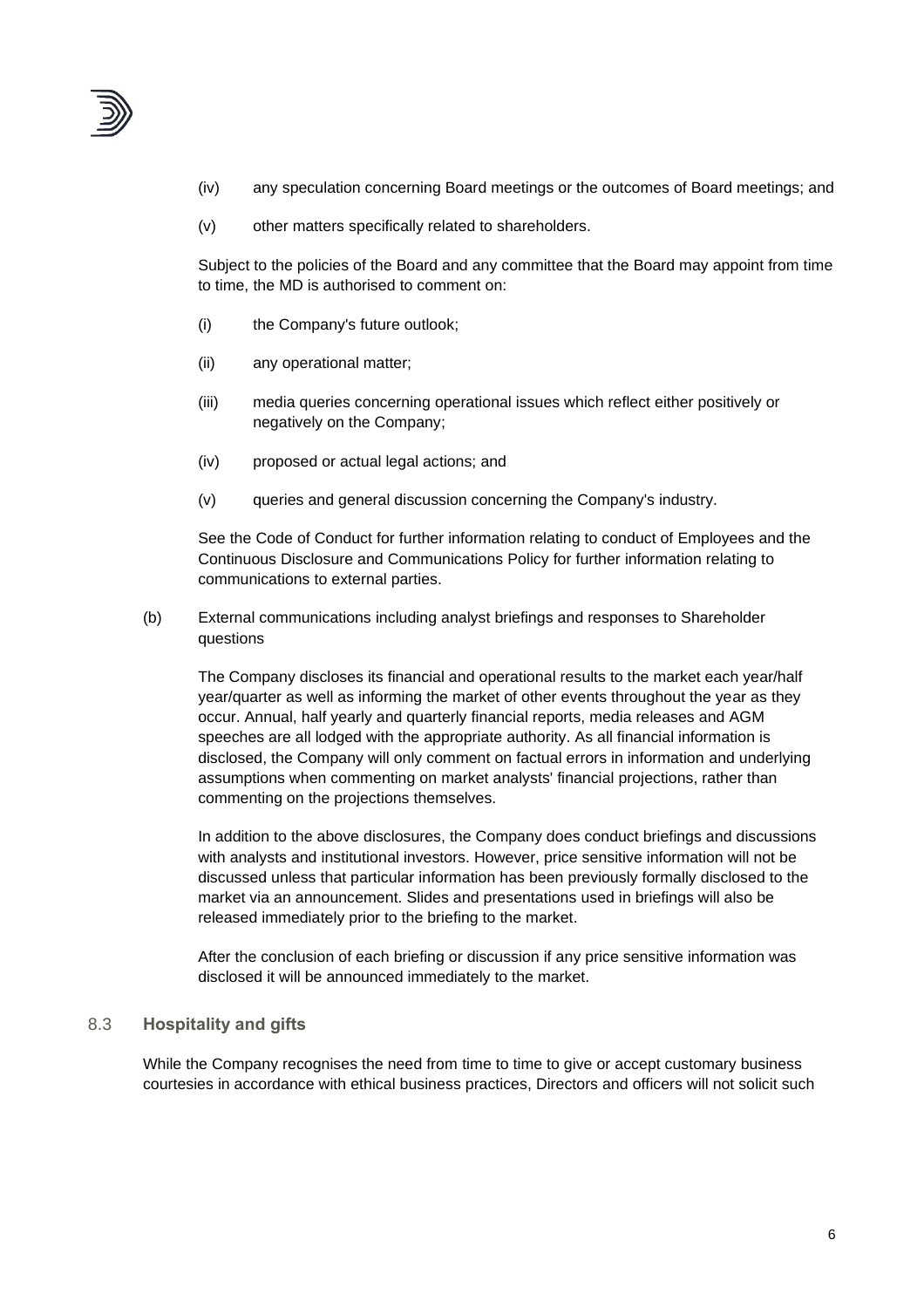(iv) any speculation concerning Board meetings or the outcomes of Board meetings; and

(v) other matters specifically related to shareholders.

Subject to the policies of the Board and any committee that the Board may appoint from time to time, the MD is authorised to comment on:

(i) the Company's future outlook;

(ii) any operational matter;

(iii) media queries concerning operational issues which reflect either positively or negatively on the Company;

(iv) proposed or actual legal actions; and

(v) queries and general discussion concerning the Company's industry.

See the Code of Conduct for further information relating to conduct of Employees and the Continuous Disclosure and Communications Policy for further information relating to communications to external parties.

(b) External communications including analyst briefings and responses to Shareholder questions

The Company discloses its financial and operational results to the market each year/half year/quarter as well as informing the market of other events throughout the year as they occur. Annual, half yearly and quarterly financial reports, media releases and AGM speeches are all lodged with the appropriate authority. As all financial information is disclosed, the Company will only comment on factual errors in information and underlying assumptions when commenting on market analysts' financial projections, rather than commenting on the projections themselves.

In addition to the above disclosures, the Company does conduct briefings and discussions with analysts and institutional investors. However, price sensitive information will not be discussed unless that particular information has been previously formally disclosed to the market via an announcement. Slides and presentations used in briefings will also be released immediately prior to the briefing to the market.

After the conclusion of each briefing or discussion if any price sensitive information was disclosed it will be announced immediately to the market.

### 8.3 Hospitality and gifts

While the Company recognises the need from time to time to give or accept customary business courtesies in accordance with ethical business practices, Directors and officers will not solicit such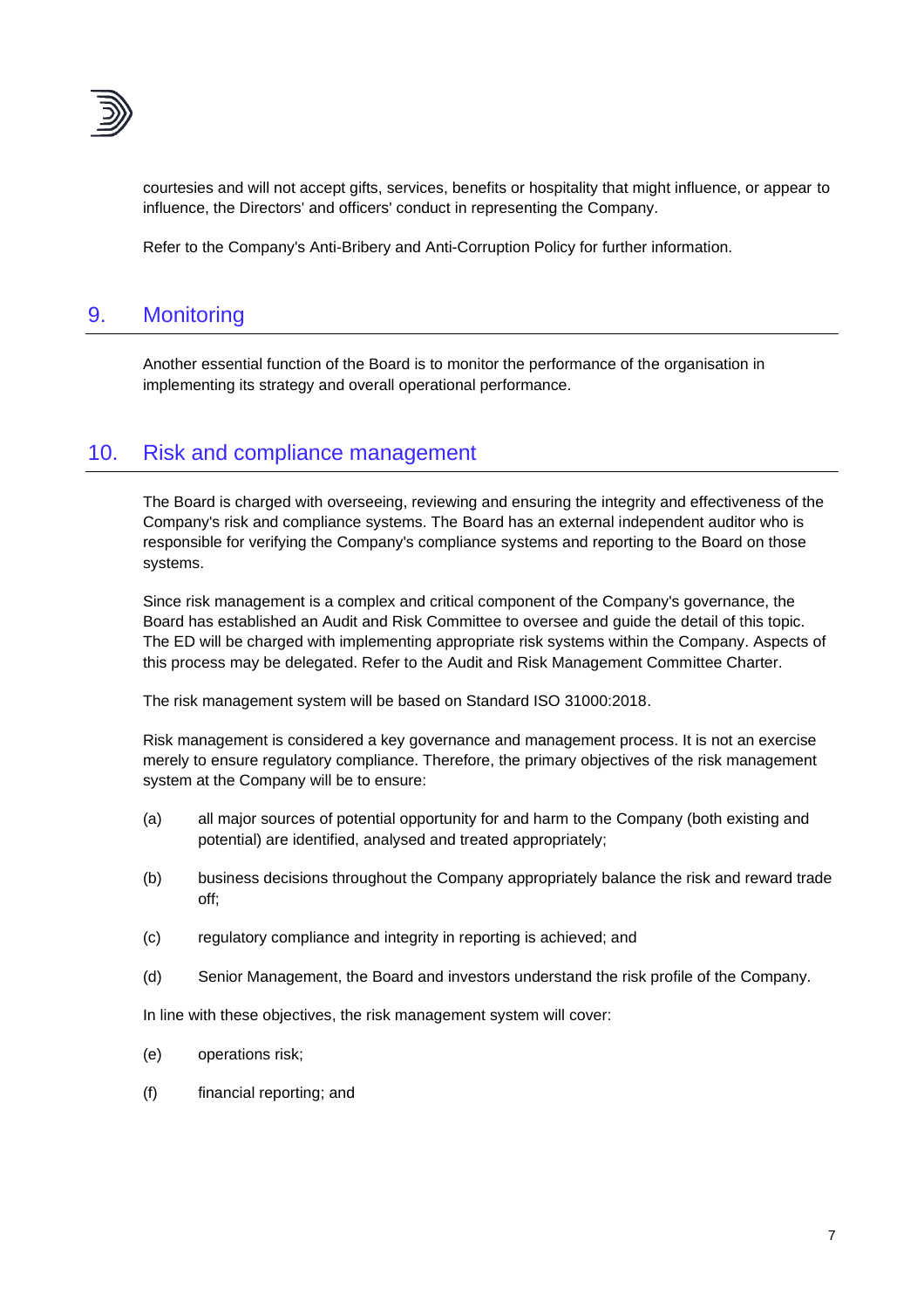courtesies and will not accept gifts, services, benefits or hospitality that might influence, or appear to influence, the Directors' and officers' conduct in representing the Company.

Refer to the Company's Anti-Bribery and Anti-Corruption Policy for further information.

## 9. Monitoring

Another essential function of the Board is to monitor the performance of the organisation in implementing its strategy and overall operational performance.

## 10. Risk and compliance management

The Board is charged with overseeing, reviewing and ensuring the integrity and effectiveness of the Company's risk and compliance systems. The Board has an external independent auditor who is responsible for verifying the Company's compliance systems and reporting to the Board on those systems.

Since risk management is a complex and critical component of the Company's governance, the Board has established an Audit and Risk Committee to oversee and guide the detail of this topic. The ED will be charged with implementing appropriate risk systems within the Company. Aspects of this process may be delegated. Refer to the Audit and Risk Management Committee Charter.

The risk management system will be based on Standard ISO 31000:2018.

Risk management is considered a key governance and management process. It is not an exercise merely to ensure regulatory compliance. Therefore, the primary objectives of the risk management system at the Company will be to ensure:

(a) all major sources of potential opportunity for and harm to the Company (both existing and potential) are identified, analysed and treated appropriately;

(b) business decisions throughout the Company appropriately balance the risk and reward trade off;

(c) regulatory compliance and integrity in reporting is achieved; and

(d) Senior Management, the Board and investors understand the risk profile of the Company.

In line with these objectives, the risk management system will cover:

(e) operations risk;

(f) financial reporting; and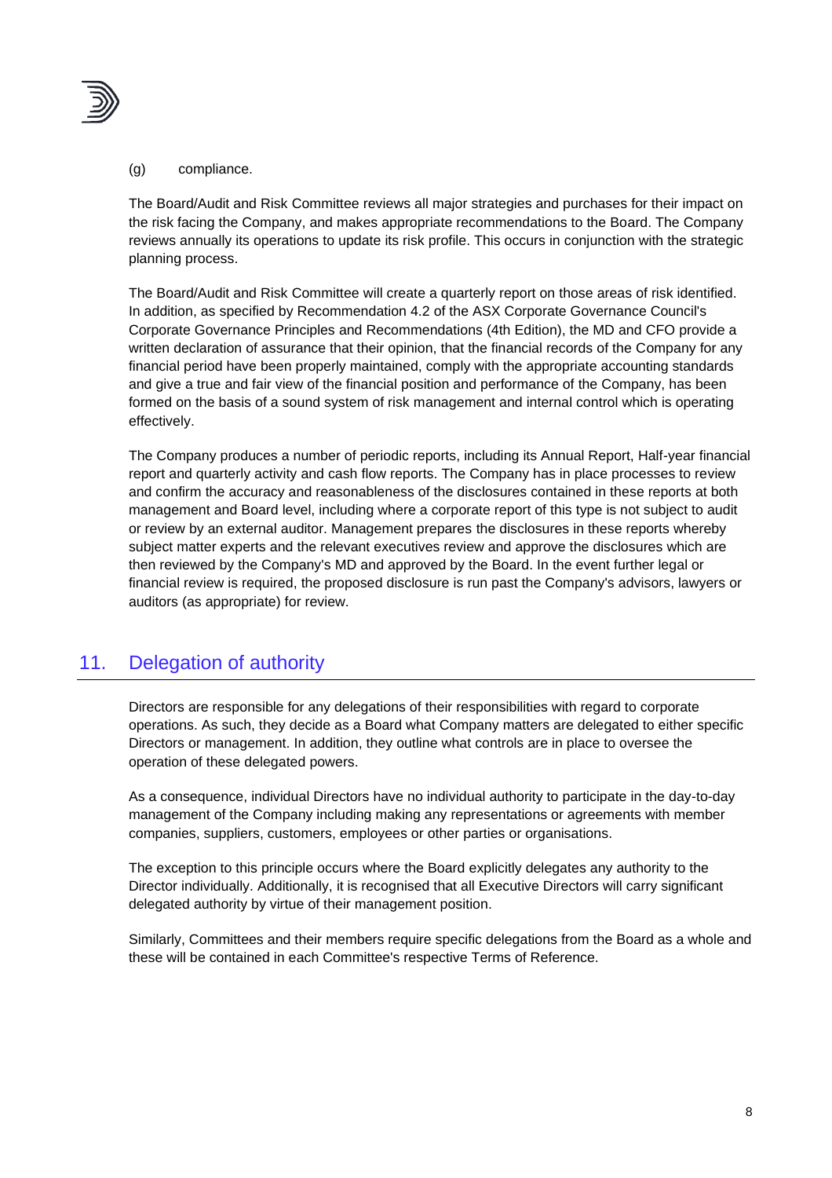(g) compliance.

The Board/Audit and Risk Committee reviews all major strategies and purchases for their impact on the risk facing the Company, and makes appropriate recommendations to the Board. The Company reviews annually its operations to update its risk profile. This occurs in conjunction with the strategic planning process.

The Board/Audit and Risk Committee will create a quarterly report on those areas of risk identified. In addition, as specified by Recommendation 4.2 of the ASX Corporate Governance Council's Corporate Governance Principles and Recommendations (4th Edition), the MD and CFO provide a written declaration of assurance that their opinion, that the financial records of the Company for any financial period have been properly maintained, comply with the appropriate accounting standards and give a true and fair view of the financial position and performance of the Company, has been formed on the basis of a sound system of risk management and internal control which is operating effectively.

The Company produces a number of periodic reports, including its Annual Report, Half-year financial report and quarterly activity and cash flow reports. The Company has in place processes to review and confirm the accuracy and reasonableness of the disclosures contained in these reports at both management and Board level, including where a corporate report of this type is not subject to audit or review by an external auditor. Management prepares the disclosures in these reports whereby subject matter experts and the relevant executives review and approve the disclosures which are then reviewed by the Company's MD and approved by the Board. In the event further legal or financial review is required, the proposed disclosure is run past the Company's advisors, lawyers or auditors (as appropriate) for review.

## 11. Delegation of authority

Directors are responsible for any delegations of their responsibilities with regard to corporate operations. As such, they decide as a Board what Company matters are delegated to either specific Directors or management. In addition, they outline what controls are in place to oversee the operation of these delegated powers.

As a consequence, individual Directors have no individual authority to participate in the day-to-day management of the Company including making any representations or agreements with member companies, suppliers, customers, employees or other parties or organisations.

The exception to this principle occurs where the Board explicitly delegates any authority to the Director individually. Additionally, it is recognised that all Executive Directors will carry significant delegated authority by virtue of their management position.

Similarly, Committees and their members require specific delegations from the Board as a whole and these will be contained in each Committee's respective Terms of Reference.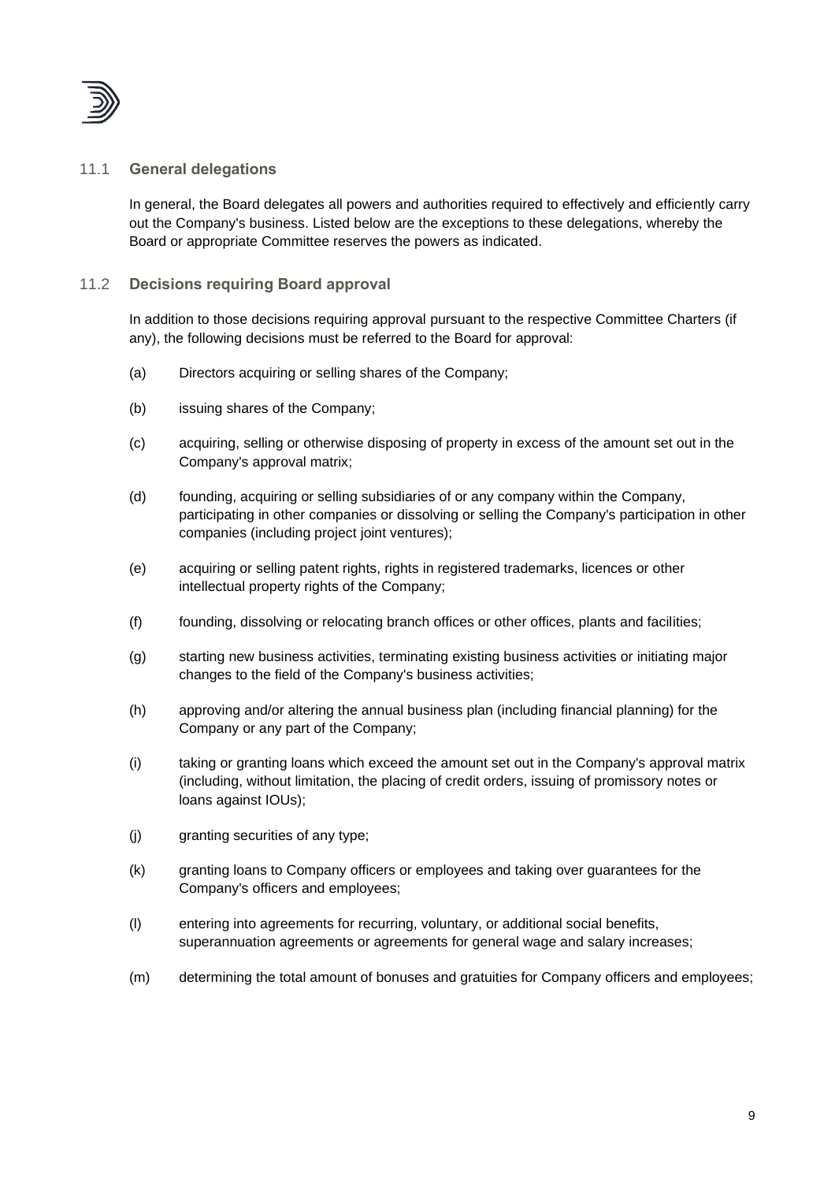### 11.1 General delegations

In general, the Board delegates all powers and authorities required to effectively and efficiently carry out the Company's business. Listed below are the exceptions to these delegations, whereby the Board or appropriate Committee reserves the powers as indicated.

### 11.2 Decisions requiring Board approval

In addition to those decisions requiring approval pursuant to the respective Committee Charters (if any), the following decisions must be referred to the Board for approval:

(a) Directors acquiring or selling shares of the Company;

(b) issuing shares of the Company;

(c) acquiring, selling or otherwise disposing of property in excess of the amount set out in the Company's approval matrix;

(d) founding, acquiring or selling subsidiaries of or any company within the Company, participating in other companies or dissolving or selling the Company's participation in other companies (including project joint ventures);

(e) acquiring or selling patent rights, rights in registered trademarks, licences or other intellectual property rights of the Company;

(f) founding, dissolving or relocating branch offices or other offices, plants and facilities;

(g) starting new business activities, terminating existing business activities or initiating major changes to the field of the Company's business activities;

(h) approving and/or altering the annual business plan (including financial planning) for the Company or any part of the Company;

(i) taking or granting loans which exceed the amount set out in the Company's approval matrix (including, without limitation, the placing of credit orders, issuing of promissory notes or loans against IOUs);

(j) granting securities of any type;

(k) granting loans to Company officers or employees and taking over guarantees for the Company's officers and employees;

(l) entering into agreements for recurring, voluntary, or additional social benefits, superannuation agreements or agreements for general wage and salary increases;

(m) determining the total amount of bonuses and gratuities for Company officers and employees;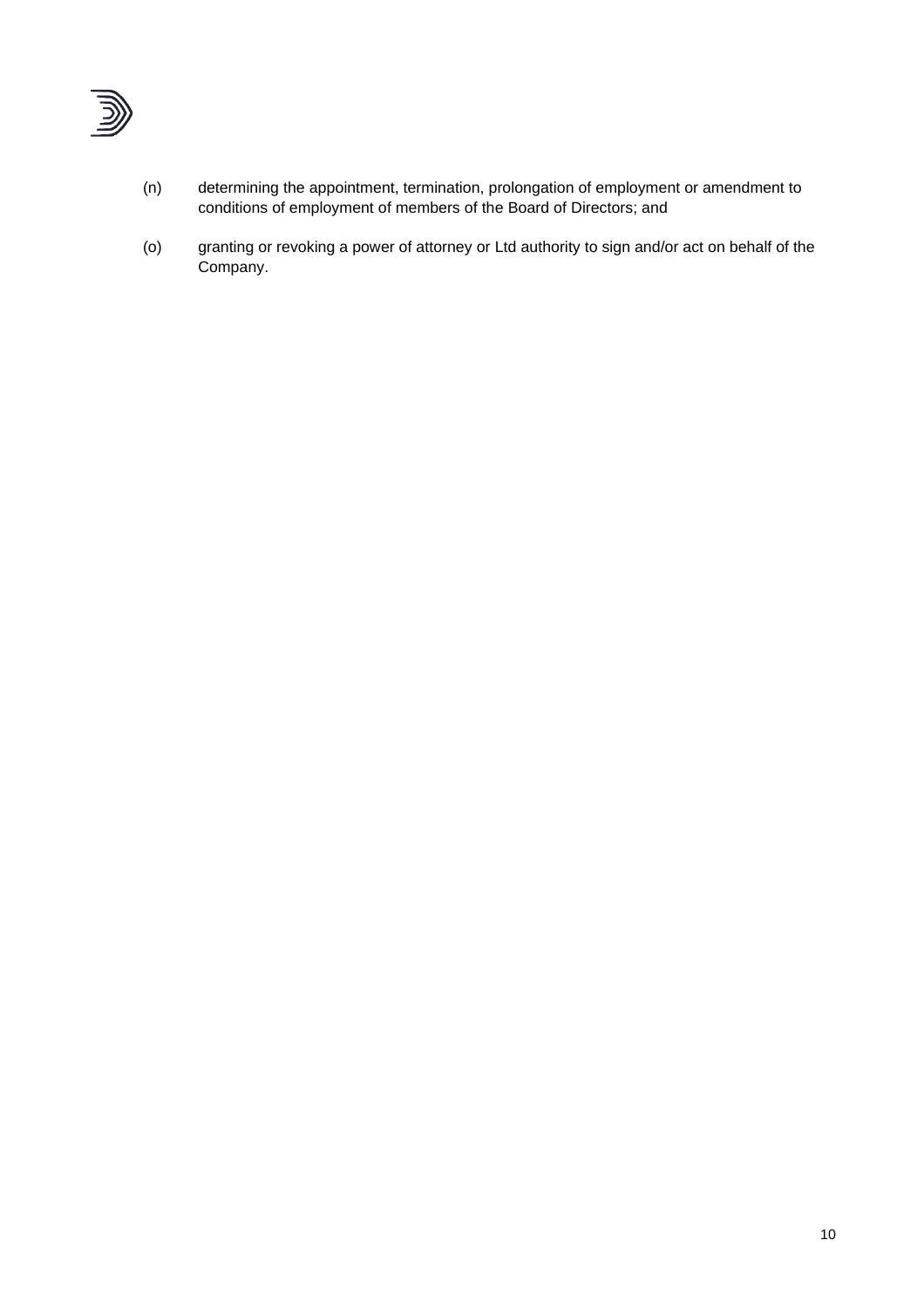(n) determining the appointment, termination, prolongation of employment or amendment to conditions of employment of members of the Board of Directors; and

(o) granting or revoking a power of attorney or Ltd authority to sign and/or act on behalf of the Company.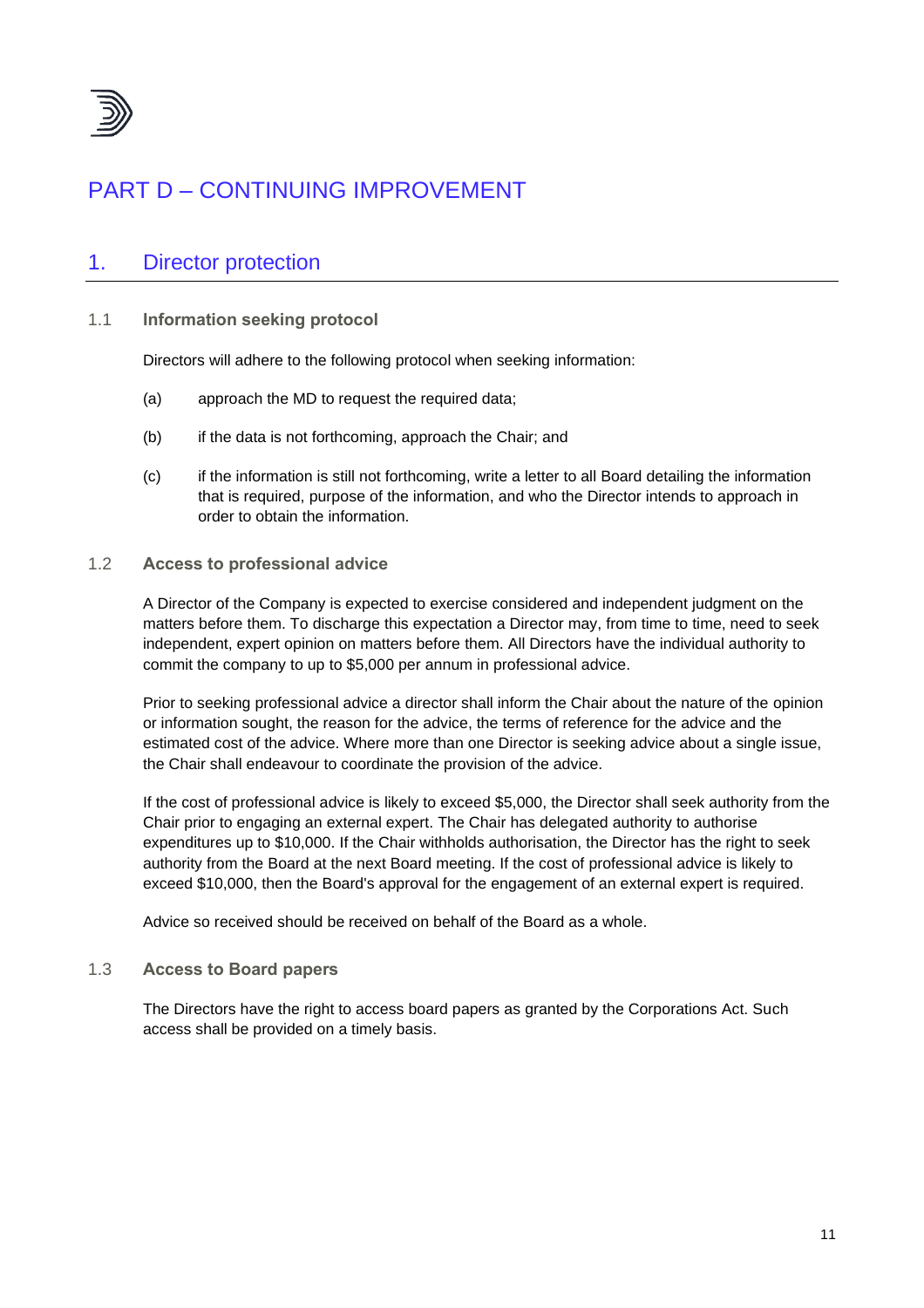# PART D – CONTINUING IMPROVEMENT

## 1. Director protection

### 1.1 Information seeking protocol

Directors will adhere to the following protocol when seeking information:

(a) approach the MD to request the required data;

(b) if the data is not forthcoming, approach the Chair; and

(c) if the information is still not forthcoming, write a letter to all Board detailing the information that is required, purpose of the information, and who the Director intends to approach in order to obtain the information.

### 1.2 Access to professional advice

A Director of the Company is expected to exercise considered and independent judgment on the matters before them. To discharge this expectation a Director may, from time to time, need to seek independent, expert opinion on matters before them. All Directors have the individual authority to commit the company to up to $5,000 per annum in professional advice.

Prior to seeking professional advice a director shall inform the Chair about the nature of the opinion or information sought, the reason for the advice, the terms of reference for the advice and the estimated cost of the advice. Where more than one Director is seeking advice about a single issue, the Chair shall endeavour to coordinate the provision of the advice.

If the cost of professional advice is likely to exceed $5,000, the Director shall seek authority from the Chair prior to engaging an external expert. The Chair has delegated authority to authorise expenditures up to $10,000. If the Chair withholds authorisation, the Director has the right to seek authority from the Board at the next Board meeting. If the cost of professional advice is likely to exceed $10,000, then the Board's approval for the engagement of an external expert is required.

Advice so received should be received on behalf of the Board as a whole.

### 1.3 Access to Board papers

The Directors have the right to access board papers as granted by the Corporations Act. Such access shall be provided on a timely basis.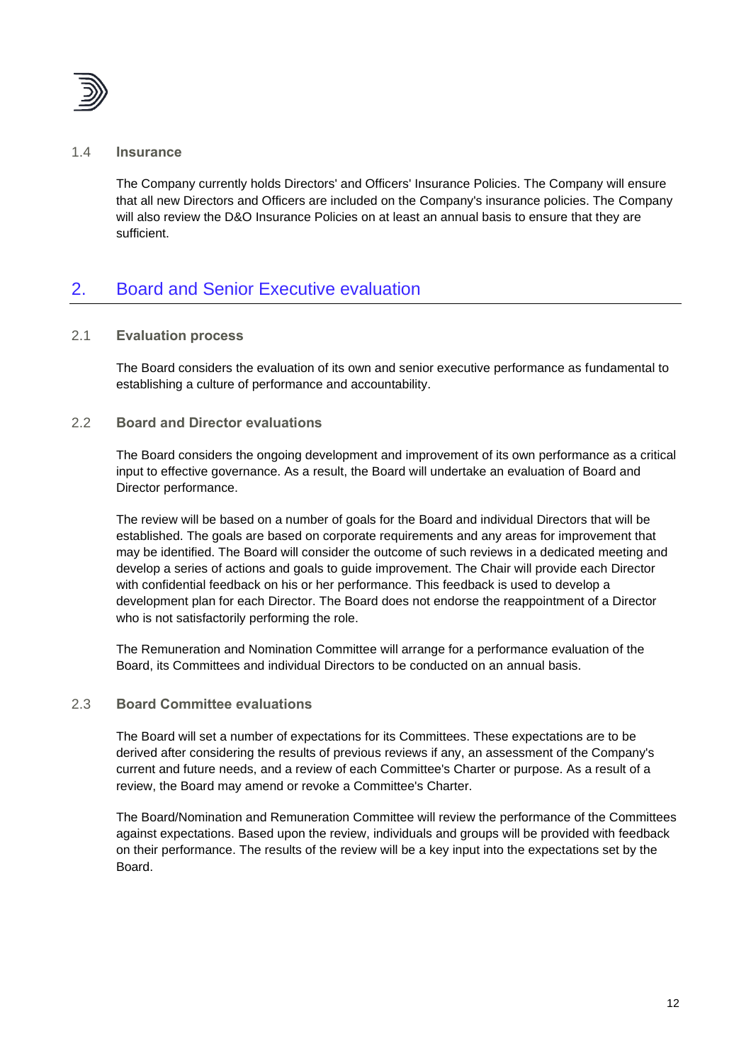### 1.4 Insurance

The Company currently holds Directors' and Officers' Insurance Policies. The Company will ensure that all new Directors and Officers are included on the Company's insurance policies. The Company will also review the D&O Insurance Policies on at least an annual basis to ensure that they are sufficient.

## 2. Board and Senior Executive evaluation

### 2.1 Evaluation process

The Board considers the evaluation of its own and senior executive performance as fundamental to establishing a culture of performance and accountability.

### 2.2 Board and Director evaluations

The Board considers the ongoing development and improvement of its own performance as a critical input to effective governance. As a result, the Board will undertake an evaluation of Board and Director performance.

The review will be based on a number of goals for the Board and individual Directors that will be established. The goals are based on corporate requirements and any areas for improvement that may be identified. The Board will consider the outcome of such reviews in a dedicated meeting and develop a series of actions and goals to guide improvement. The Chair will provide each Director with confidential feedback on his or her performance. This feedback is used to develop a development plan for each Director. The Board does not endorse the reappointment of a Director who is not satisfactorily performing the role.

The Remuneration and Nomination Committee will arrange for a performance evaluation of the Board, its Committees and individual Directors to be conducted on an annual basis.

### 2.3 Board Committee evaluations

The Board will set a number of expectations for its Committees. These expectations are to be derived after considering the results of previous reviews if any, an assessment of the Company's current and future needs, and a review of each Committee's Charter or purpose. As a result of a review, the Board may amend or revoke a Committee's Charter.

The Board/Nomination and Remuneration Committee will review the performance of the Committees against expectations. Based upon the review, individuals and groups will be provided with feedback on their performance. The results of the review will be a key input into the expectations set by the Board.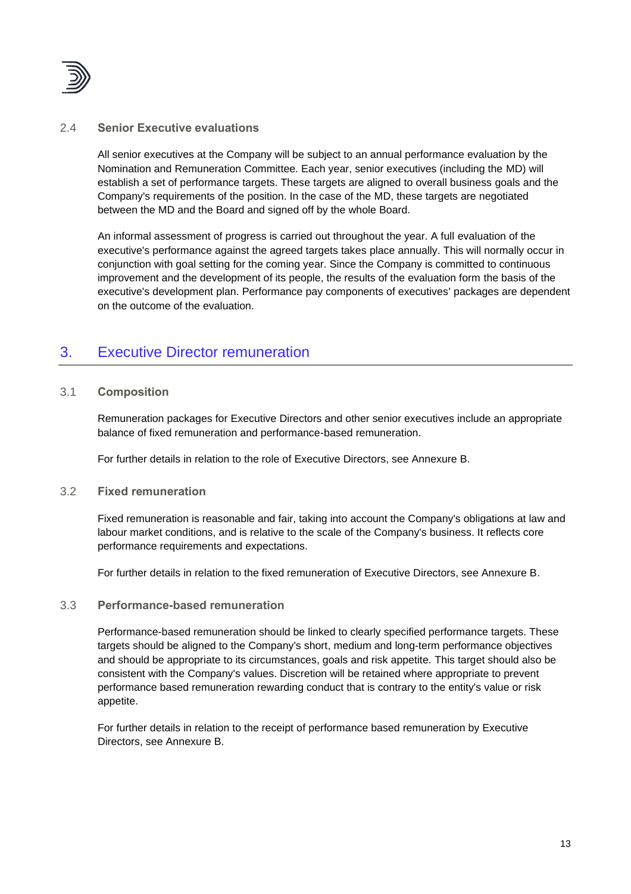### 2.4 Senior Executive evaluations

All senior executives at the Company will be subject to an annual performance evaluation by the Nomination and Remuneration Committee. Each year, senior executives (including the MD) will establish a set of performance targets. These targets are aligned to overall business goals and the Company's requirements of the position. In the case of the MD, these targets are negotiated between the MD and the Board and signed off by the whole Board.

An informal assessment of progress is carried out throughout the year. A full evaluation of the executive's performance against the agreed targets takes place annually. This will normally occur in conjunction with goal setting for the coming year. Since the Company is committed to continuous improvement and the development of its people, the results of the evaluation form the basis of the executive's development plan. Performance pay components of executives' packages are dependent on the outcome of the evaluation.

## 3. Executive Director remuneration

### 3.1 Composition

Remuneration packages for Executive Directors and other senior executives include an appropriate balance of fixed remuneration and performance-based remuneration.

For further details in relation to the role of Executive Directors, see Annexure B.

### 3.2 Fixed remuneration

Fixed remuneration is reasonable and fair, taking into account the Company's obligations at law and labour market conditions, and is relative to the scale of the Company's business. It reflects core performance requirements and expectations.

For further details in relation to the fixed remuneration of Executive Directors, see Annexure B.

### 3.3 Performance-based remuneration

Performance-based remuneration should be linked to clearly specified performance targets. These targets should be aligned to the Company's short, medium and long-term performance objectives and should be appropriate to its circumstances, goals and risk appetite. This target should also be consistent with the Company's values. Discretion will be retained where appropriate to prevent performance based remuneration rewarding conduct that is contrary to the entity's value or risk appetite.

For further details in relation to the receipt of performance based remuneration by Executive Directors, see Annexure B.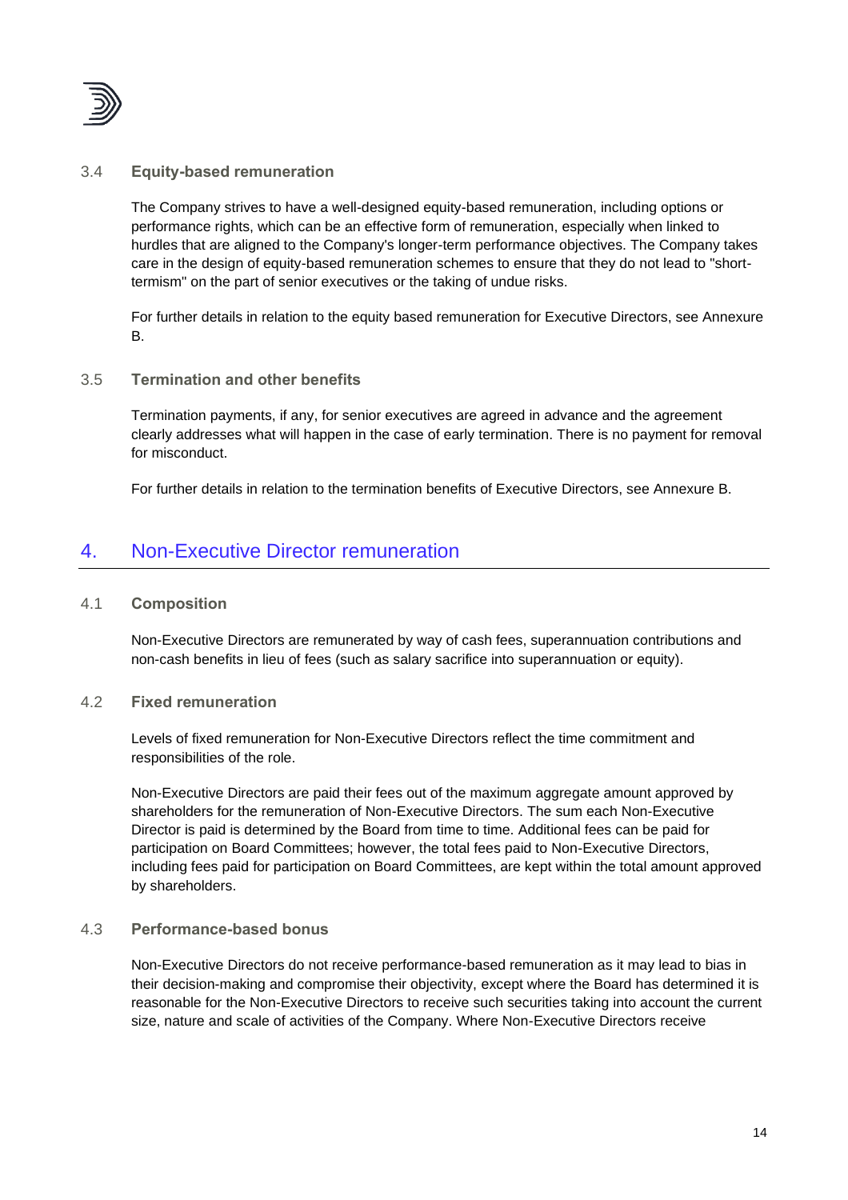### 3.4 Equity-based remuneration

The Company strives to have a well-designed equity-based remuneration, including options or performance rights, which can be an effective form of remuneration, especially when linked to hurdles that are aligned to the Company's longer-term performance objectives. The Company takes care in the design of equity-based remuneration schemes to ensure that they do not lead to "short-termism" on the part of senior executives or the taking of undue risks.

For further details in relation to the equity based remuneration for Executive Directors, see Annexure B.

### 3.5 Termination and other benefits

Termination payments, if any, for senior executives are agreed in advance and the agreement clearly addresses what will happen in the case of early termination. There is no payment for removal for misconduct.

For further details in relation to the termination benefits of Executive Directors, see Annexure B.

## 4. Non-Executive Director remuneration

### 4.1 Composition

Non-Executive Directors are remunerated by way of cash fees, superannuation contributions and non-cash benefits in lieu of fees (such as salary sacrifice into superannuation or equity).

### 4.2 Fixed remuneration

Levels of fixed remuneration for Non-Executive Directors reflect the time commitment and responsibilities of the role.

Non-Executive Directors are paid their fees out of the maximum aggregate amount approved by shareholders for the remuneration of Non-Executive Directors. The sum each Non-Executive Director is paid is determined by the Board from time to time. Additional fees can be paid for participation on Board Committees; however, the total fees paid to Non-Executive Directors, including fees paid for participation on Board Committees, are kept within the total amount approved by shareholders.

### 4.3 Performance-based bonus

Non-Executive Directors do not receive performance-based remuneration as it may lead to bias in their decision-making and compromise their objectivity, except where the Board has determined it is reasonable for the Non-Executive Directors to receive such securities taking into account the current size, nature and scale of activities of the Company. Where Non-Executive Directors receive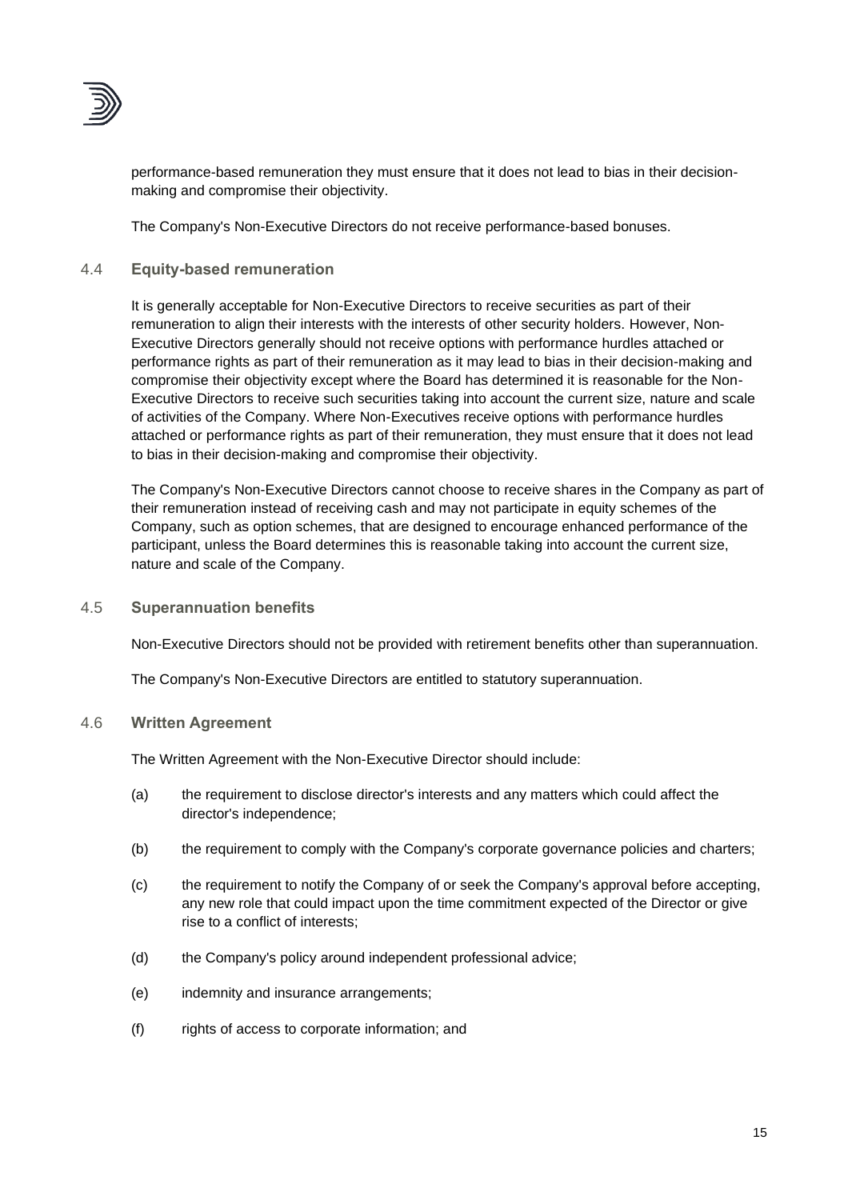performance-based remuneration they must ensure that it does not lead to bias in their decision-making and compromise their objectivity.

The Company's Non-Executive Directors do not receive performance-based bonuses.

### 4.4 Equity-based remuneration

It is generally acceptable for Non-Executive Directors to receive securities as part of their remuneration to align their interests with the interests of other security holders. However, Non-Executive Directors generally should not receive options with performance hurdles attached or performance rights as part of their remuneration as it may lead to bias in their decision-making and compromise their objectivity except where the Board has determined it is reasonable for the Non-Executive Directors to receive such securities taking into account the current size, nature and scale of activities of the Company. Where Non-Executives receive options with performance hurdles attached or performance rights as part of their remuneration, they must ensure that it does not lead to bias in their decision-making and compromise their objectivity.

The Company's Non-Executive Directors cannot choose to receive shares in the Company as part of their remuneration instead of receiving cash and may not participate in equity schemes of the Company, such as option schemes, that are designed to encourage enhanced performance of the participant, unless the Board determines this is reasonable taking into account the current size, nature and scale of the Company.

### 4.5 Superannuation benefits

Non-Executive Directors should not be provided with retirement benefits other than superannuation.

The Company's Non-Executive Directors are entitled to statutory superannuation.

### 4.6 Written Agreement

The Written Agreement with the Non-Executive Director should include:

(a) the requirement to disclose director's interests and any matters which could affect the director's independence;

(b) the requirement to comply with the Company's corporate governance policies and charters;

(c) the requirement to notify the Company of or seek the Company's approval before accepting, any new role that could impact upon the time commitment expected of the Director or give rise to a conflict of interests;

(d) the Company's policy around independent professional advice;

(e) indemnity and insurance arrangements;

(f) rights of access to corporate information; and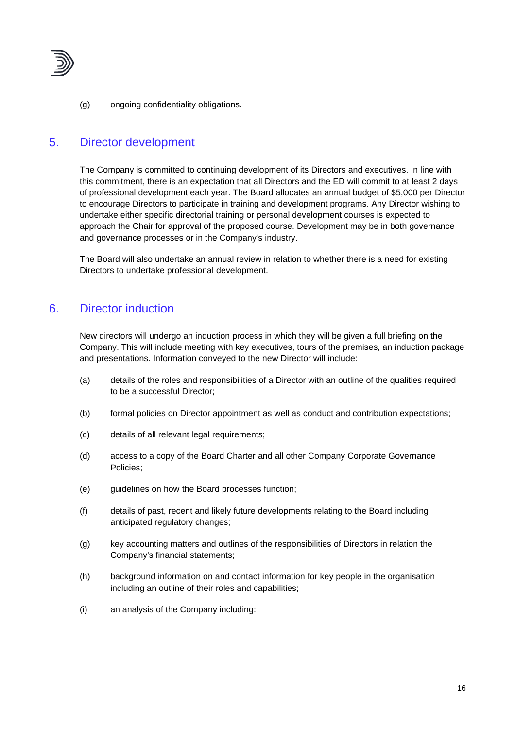(g) ongoing confidentiality obligations.

## 5. Director development

The Company is committed to continuing development of its Directors and executives. In line with this commitment, there is an expectation that all Directors and the ED will commit to at least 2 days of professional development each year. The Board allocates an annual budget of $5,000 per Director to encourage Directors to participate in training and development programs. Any Director wishing to undertake either specific directorial training or personal development courses is expected to approach the Chair for approval of the proposed course. Development may be in both governance and governance processes or in the Company's industry.

The Board will also undertake an annual review in relation to whether there is a need for existing Directors to undertake professional development.

## 6. Director induction

New directors will undergo an induction process in which they will be given a full briefing on the Company. This will include meeting with key executives, tours of the premises, an induction package and presentations. Information conveyed to the new Director will include:

(a) details of the roles and responsibilities of a Director with an outline of the qualities required to be a successful Director;

(b) formal policies on Director appointment as well as conduct and contribution expectations;

(c) details of all relevant legal requirements;

(d) access to a copy of the Board Charter and all other Company Corporate Governance Policies;

(e) guidelines on how the Board processes function;

(f) details of past, recent and likely future developments relating to the Board including anticipated regulatory changes;

(g) key accounting matters and outlines of the responsibilities of Directors in relation the Company's financial statements;

(h) background information on and contact information for key people in the organisation including an outline of their roles and capabilities;

(i) an analysis of the Company including: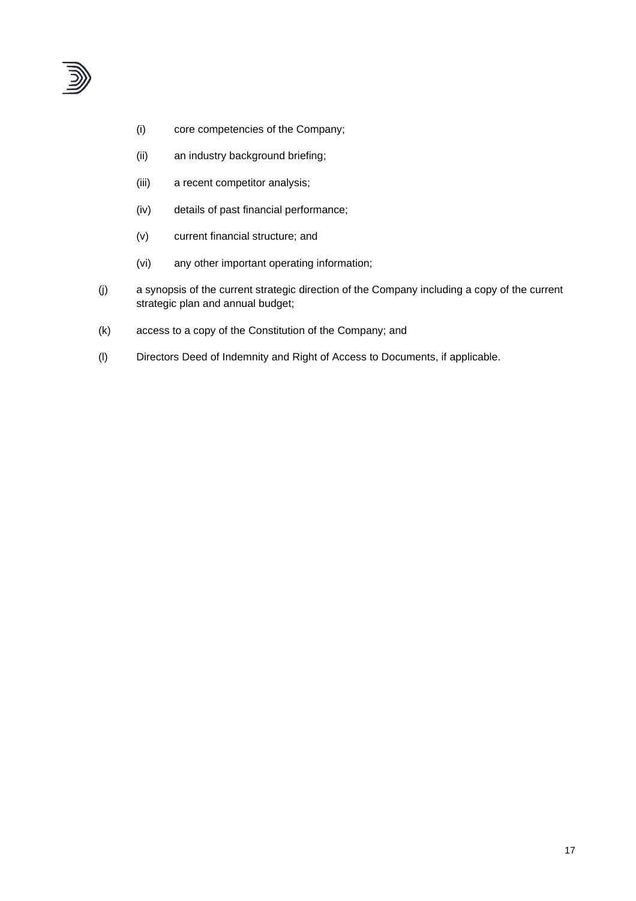- (i) core competencies of the Company;
- (ii) an industry background briefing;
- (iii) a recent competitor analysis;
- (iv) details of past financial performance;
- (v) current financial structure; and
- (vi) any other important operating information;

(j) a synopsis of the current strategic direction of the Company including a copy of the current strategic plan and annual budget;

(k) access to a copy of the Constitution of the Company; and

(l) Directors Deed of Indemnity and Right of Access to Documents, if applicable.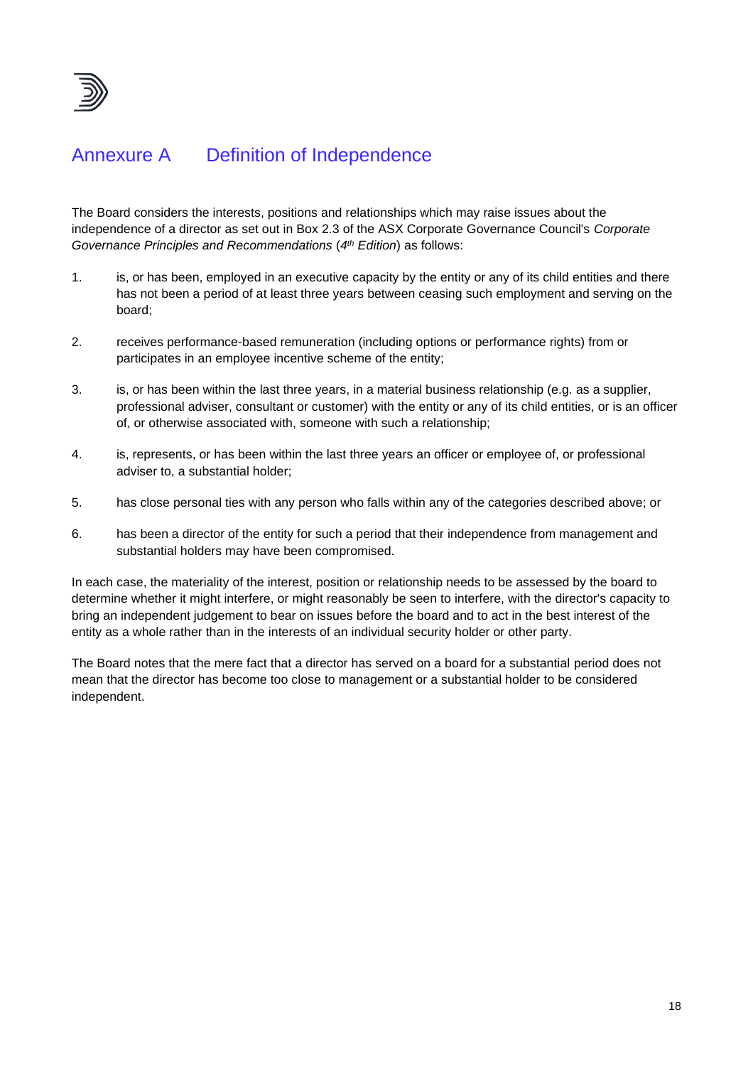# Annexure A Definition of Independence

The Board considers the interests, positions and relationships which may raise issues about the independence of a director as set out in Box 2.3 of the ASX Corporate Governance Council's *Corporate Governance Principles and Recommendations* (*4th Edition*) as follows:

1. is, or has been, employed in an executive capacity by the entity or any of its child entities and there has not been a period of at least three years between ceasing such employment and serving on the board;

2. receives performance-based remuneration (including options or performance rights) from or participates in an employee incentive scheme of the entity;

3. is, or has been within the last three years, in a material business relationship (e.g. as a supplier, professional adviser, consultant or customer) with the entity or any of its child entities, or is an officer of, or otherwise associated with, someone with such a relationship;

4. is, represents, or has been within the last three years an officer or employee of, or professional adviser to, a substantial holder;

5. has close personal ties with any person who falls within any of the categories described above; or

6. has been a director of the entity for such a period that their independence from management and substantial holders may have been compromised.

In each case, the materiality of the interest, position or relationship needs to be assessed by the board to determine whether it might interfere, or might reasonably be seen to interfere, with the director's capacity to bring an independent judgement to bear on issues before the board and to act in the best interest of the entity as a whole rather than in the interests of an individual security holder or other party.

The Board notes that the mere fact that a director has served on a board for a substantial period does not mean that the director has become too close to management or a substantial holder to be considered independent.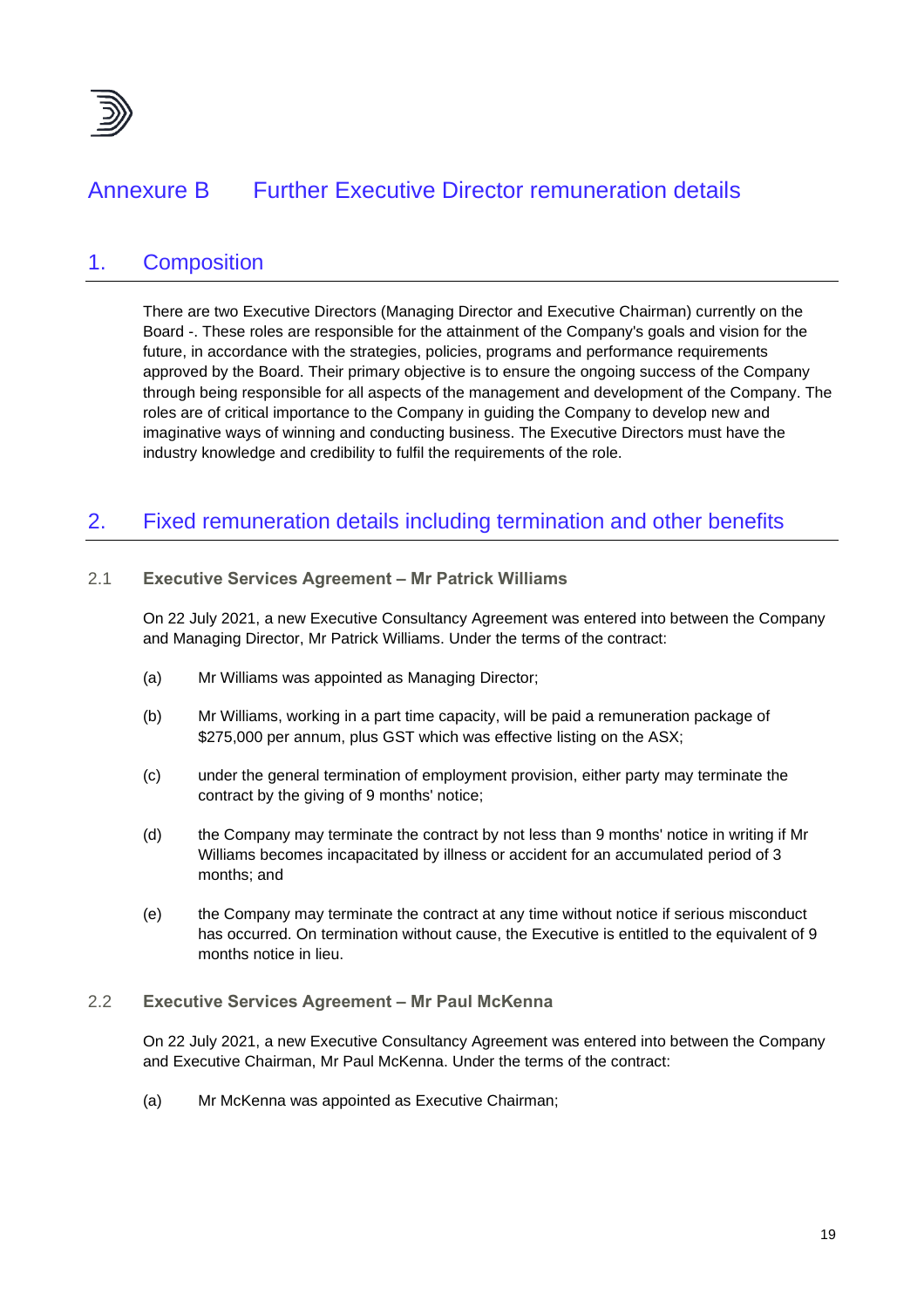# Annexure B Further Executive Director remuneration details

## 1. Composition

There are two Executive Directors (Managing Director and Executive Chairman) currently on the Board -. These roles are responsible for the attainment of the Company's goals and vision for the future, in accordance with the strategies, policies, programs and performance requirements approved by the Board. Their primary objective is to ensure the ongoing success of the Company through being responsible for all aspects of the management and development of the Company. The roles are of critical importance to the Company in guiding the Company to develop new and imaginative ways of winning and conducting business. The Executive Directors must have the industry knowledge and credibility to fulfil the requirements of the role.

## 2. Fixed remuneration details including termination and other benefits

### 2.1 Executive Services Agreement – Mr Patrick Williams

On 22 July 2021, a new Executive Consultancy Agreement was entered into between the Company and Managing Director, Mr Patrick Williams. Under the terms of the contract:

(a) Mr Williams was appointed as Managing Director;

(b) Mr Williams, working in a part time capacity, will be paid a remuneration package of $275,000 per annum, plus GST which was effective listing on the ASX;

(c) under the general termination of employment provision, either party may terminate the contract by the giving of 9 months' notice;

(d) the Company may terminate the contract by not less than 9 months' notice in writing if Mr Williams becomes incapacitated by illness or accident for an accumulated period of 3 months; and

(e) the Company may terminate the contract at any time without notice if serious misconduct has occurred. On termination without cause, the Executive is entitled to the equivalent of 9 months notice in lieu.

### 2.2 Executive Services Agreement – Mr Paul McKenna

On 22 July 2021, a new Executive Consultancy Agreement was entered into between the Company and Executive Chairman, Mr Paul McKenna. Under the terms of the contract:

(a) Mr McKenna was appointed as Executive Chairman;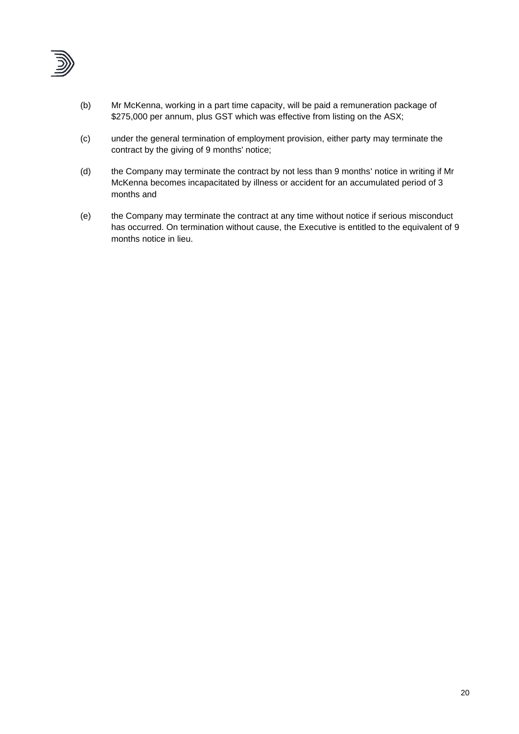(b) Mr McKenna, working in a part time capacity, will be paid a remuneration package of $275,000 per annum, plus GST which was effective from listing on the ASX;

(c) under the general termination of employment provision, either party may terminate the contract by the giving of 9 months' notice;

(d) the Company may terminate the contract by not less than 9 months' notice in writing if Mr McKenna becomes incapacitated by illness or accident for an accumulated period of 3 months and

(e) the Company may terminate the contract at any time without notice if serious misconduct has occurred. On termination without cause, the Executive is entitled to the equivalent of 9 months notice in lieu.